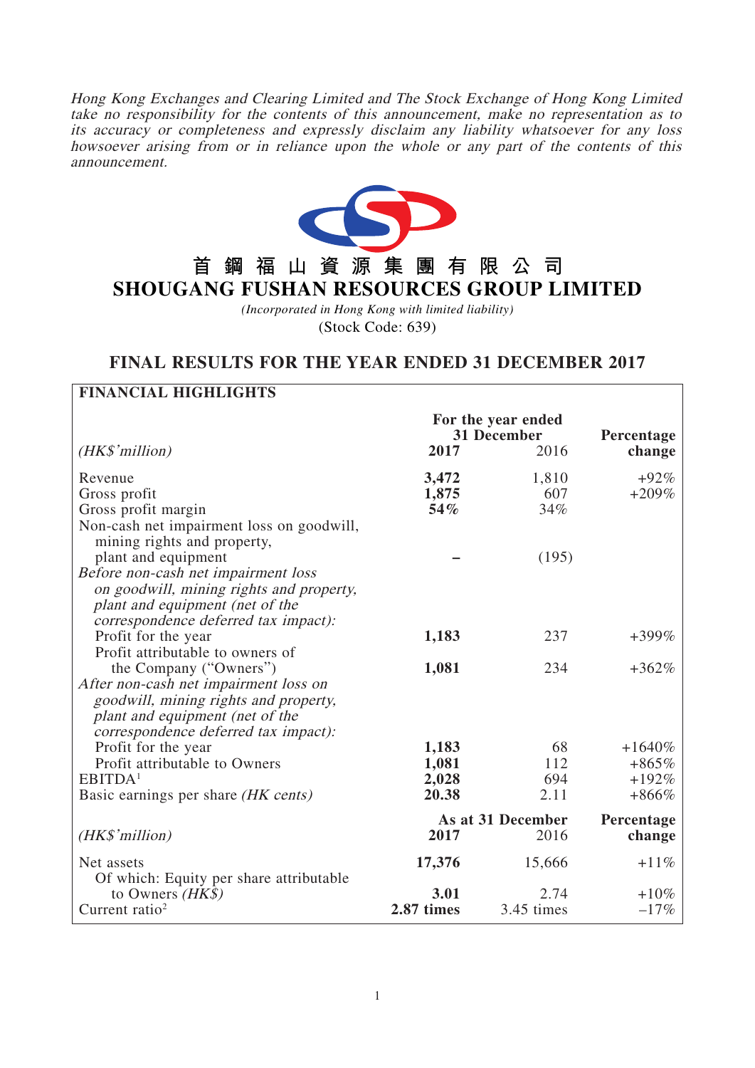*Hong Kong Exchanges and Clearing Limited and The Stock Exchange of Hong Kong Limited take no responsibility for the contents of this announcement, make no representation as to its accuracy or completeness and expressly disclaim any liability whatsoever for any loss howsoever arising from or in reliance upon the whole or any part of the contents of this announcement.*

# 首鋼福山資源集團有限公司
# SHOUGANG FUSHAN RESOURCES GROUP LIMITED

*(Incorporated in Hong Kong with limited liability)*

(Stock Code: 639)

## FINAL RESULTS FOR THE YEAR ENDED 31 DECEMBER 2017

**FINANCIAL HIGHLIGHTS**

| *(HK$'million)* | For the year ended 31 December **2017** | 2016 | **Percentage change** |
|---|---|---|---|
| Revenue | **3,472** | 1,810 | +92% |
| Gross profit | **1,875** | 607 | +209% |
| Gross profit margin | **54%** | 34% | |
| Non-cash net impairment loss on goodwill, mining rights and property, plant and equipment | **–** | (195) | |
| *Before non-cash net impairment loss on goodwill, mining rights and property, plant and equipment (net of the correspondence deferred tax impact):* | | | |
| Profit for the year | **1,183** | 237 | +399% |
| Profit attributable to owners of the Company ("Owners") | **1,081** | 234 | +362% |
| *After non-cash net impairment loss on goodwill, mining rights and property, plant and equipment (net of the correspondence deferred tax impact):* | | | |
| Profit for the year | **1,183** | 68 | +1640% |
| Profit attributable to Owners | **1,081** | 112 | +865% |
| EBITDA[1] | **2,028** | 694 | +192% |
| Basic earnings per share *(HK cents)* | **20.38** | 2.11 | +866% |

| *(HK$'million)* | As at 31 December **2017** | 2016 | **Percentage change** |
|---|---|---|---|
| Net assets | **17,376** | 15,666 | +11% |
| Of which: Equity per share attributable to Owners *(HK$)* | **3.01** | 2.74 | +10% |
| Current ratio[2] | **2.87 times** | 3.45 times | –17% |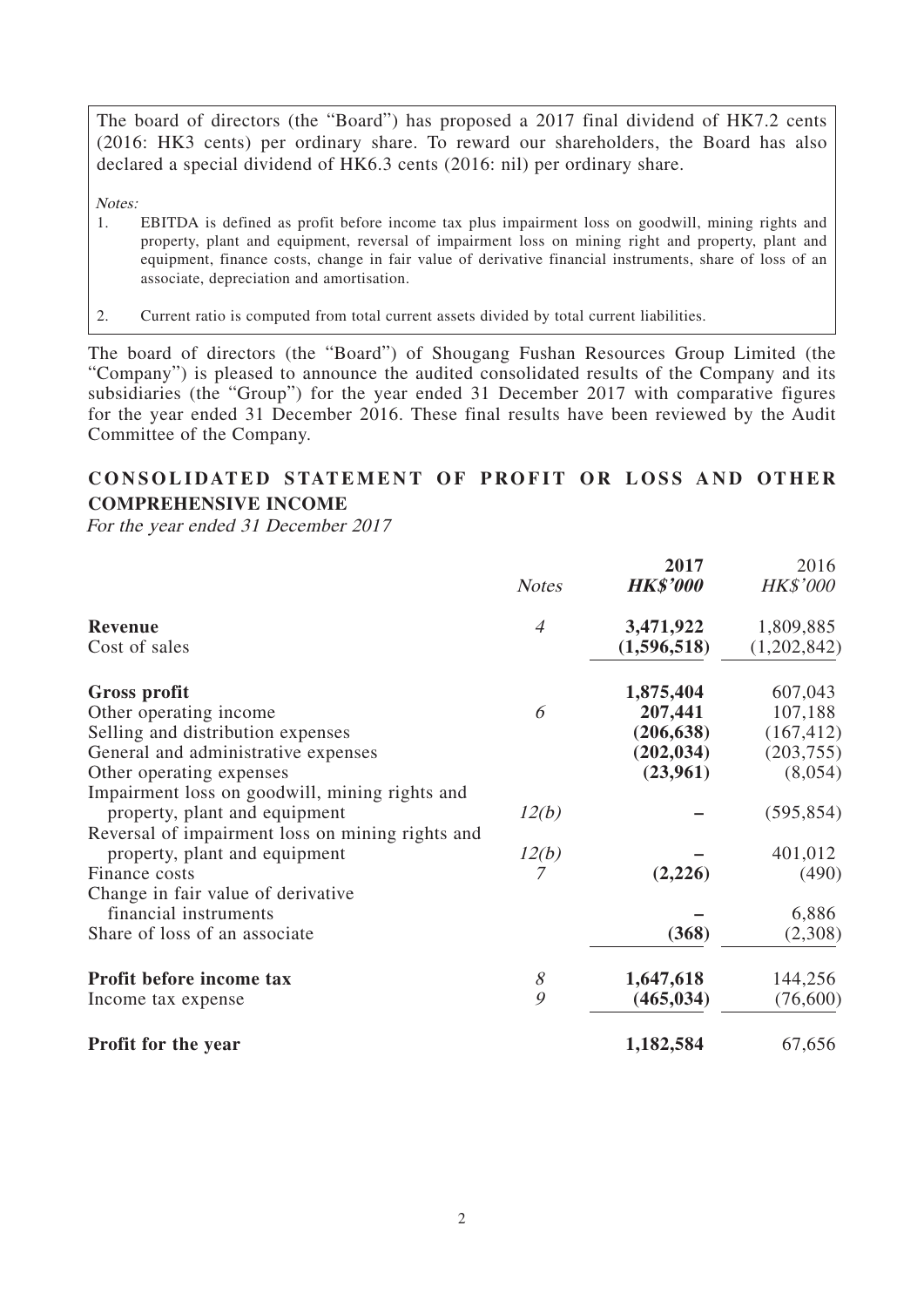The board of directors (the "Board") has proposed a 2017 final dividend of HK7.2 cents (2016: HK3 cents) per ordinary share. To reward our shareholders, the Board has also declared a special dividend of HK6.3 cents (2016: nil) per ordinary share.

*Notes:*

1. EBITDA is defined as profit before income tax plus impairment loss on goodwill, mining rights and property, plant and equipment, reversal of impairment loss on mining right and property, plant and equipment, finance costs, change in fair value of derivative financial instruments, share of loss of an associate, depreciation and amortisation.

2. Current ratio is computed from total current assets divided by total current liabilities.

The board of directors (the "Board") of Shougang Fushan Resources Group Limited (the "Company") is pleased to announce the audited consolidated results of the Company and its subsidiaries (the "Group") for the year ended 31 December 2017 with comparative figures for the year ended 31 December 2016. These final results have been reviewed by the Audit Committee of the Company.

## CONSOLIDATED STATEMENT OF PROFIT OR LOSS AND OTHER COMPREHENSIVE INCOME

*For the year ended 31 December 2017*

| | *Notes* | **2017** **HK$'000** | 2016 HK$'000 |
|---|---|---|---|
| **Revenue** | *4* | **3,471,922** | 1,809,885 |
| Cost of sales | | **(1,596,518)** | (1,202,842) |
| **Gross profit** | | **1,875,404** | 607,043 |
| Other operating income | *6* | **207,441** | 107,188 |
| Selling and distribution expenses | | **(206,638)** | (167,412) |
| General and administrative expenses | | **(202,034)** | (203,755) |
| Other operating expenses | | **(23,961)** | (8,054) |
| Impairment loss on goodwill, mining rights and property, plant and equipment | *12(b)* | **–** | (595,854) |
| Reversal of impairment loss on mining rights and property, plant and equipment | *12(b)* | **–** | 401,012 |
| Finance costs | *7* | **(2,226)** | (490) |
| Change in fair value of derivative financial instruments | | **–** | 6,886 |
| Share of loss of an associate | | **(368)** | (2,308) |
| **Profit before income tax** | *8* | **1,647,618** | 144,256 |
| Income tax expense | *9* | **(465,034)** | (76,600) |
| **Profit for the year** | | **1,182,584** | 67,656 |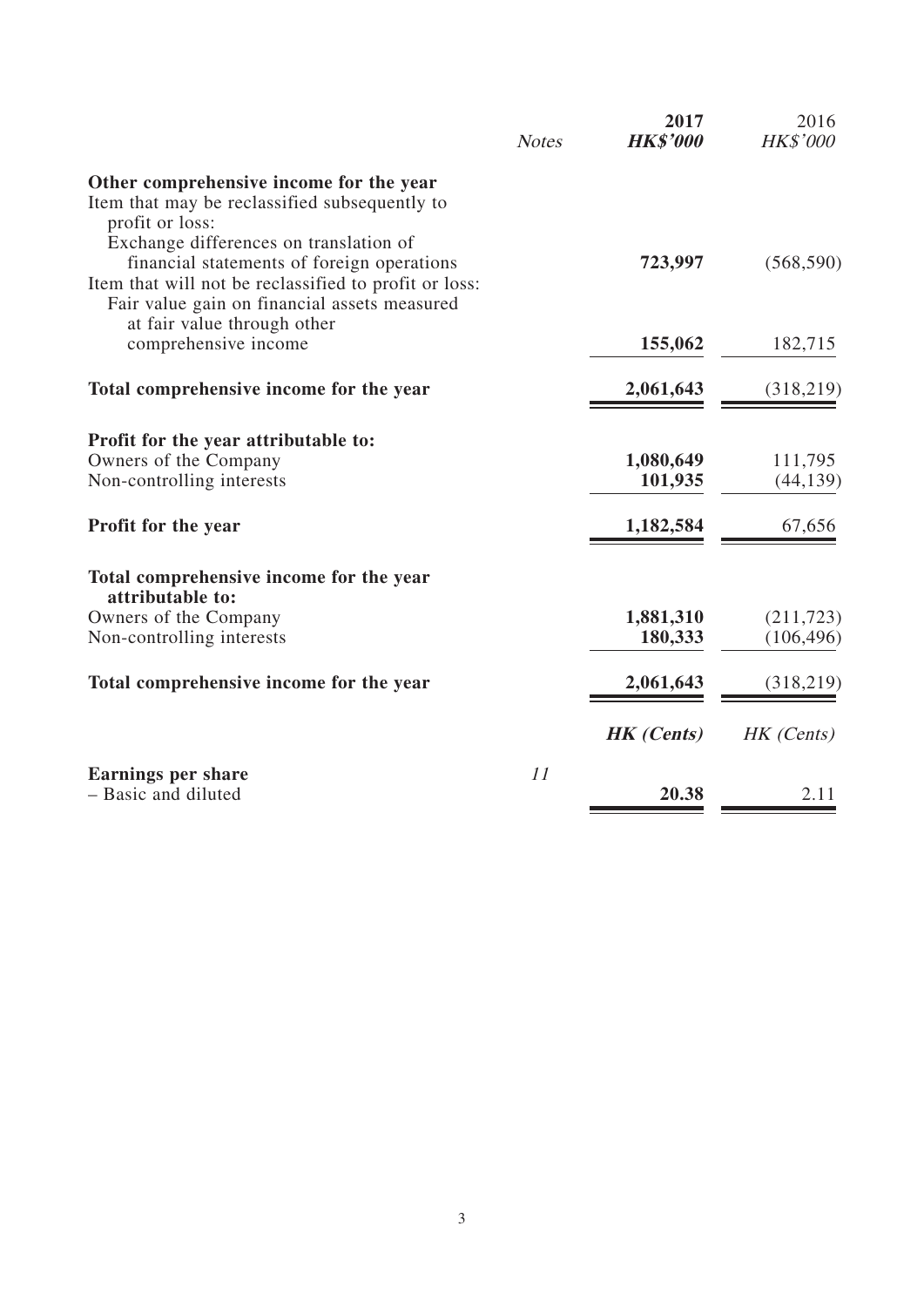| | Notes | 2017 HK$'000 | 2016 HK$'000 |
|---|---|---|---|
| **Other comprehensive income for the year** | | | |
| Item that may be reclassified subsequently to profit or loss: | | | |
| Exchange differences on translation of financial statements of foreign operations | | **723,997** | (568,590) |
| Item that will not be reclassified to profit or loss: | | | |
| Fair value gain on financial assets measured at fair value through other comprehensive income | | **155,062** | 182,715 |
| **Total comprehensive income for the year** | | **2,061,643** | (318,219) |
| **Profit for the year attributable to:** | | | |
| Owners of the Company | | **1,080,649** | 111,795 |
| Non-controlling interests | | **101,935** | (44,139) |
| **Profit for the year** | | **1,182,584** | 67,656 |
| **Total comprehensive income for the year attributable to:** | | | |
| Owners of the Company | | **1,881,310** | (211,723) |
| Non-controlling interests | | **180,333** | (106,496) |
| **Total comprehensive income for the year** | | **2,061,643** | (318,219) |
| | | ***HK (Cents)*** | *HK (Cents)* |
| **Earnings per share** | *11* | | |
| – Basic and diluted | | **20.38** | 2.11 |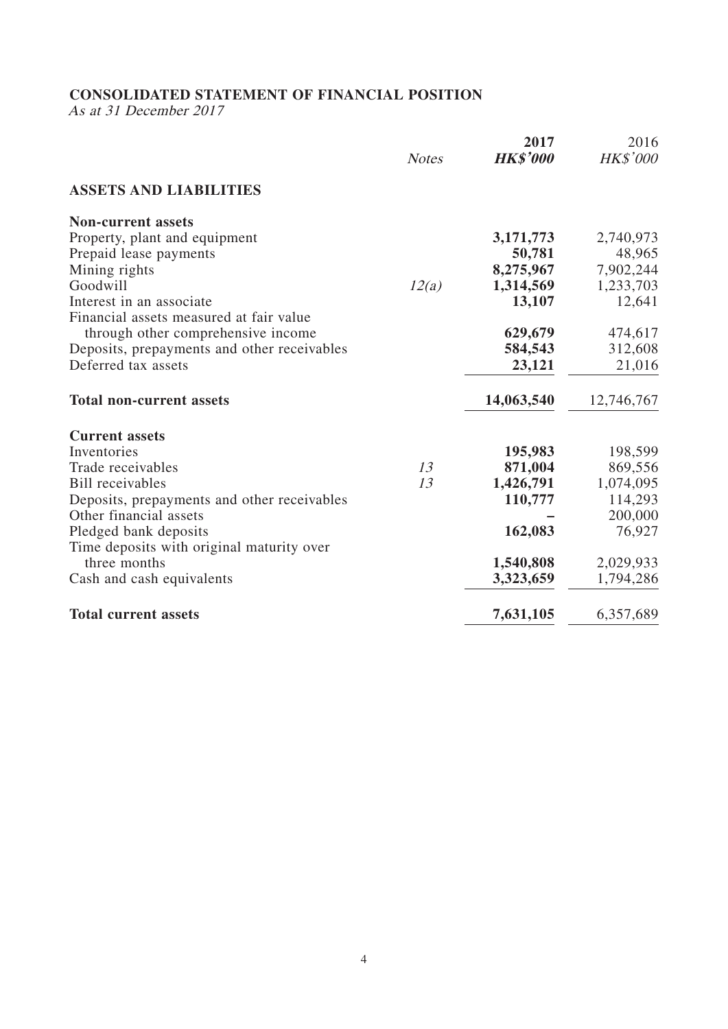## CONSOLIDATED STATEMENT OF FINANCIAL POSITION

*As at 31 December 2017*

| | *Notes* | **2017** | 2016 |
|---|---|---|---|
| | | ***HK$'000*** | *HK$'000* |
| **ASSETS AND LIABILITIES** | | | |
| **Non-current assets** | | | |
| Property, plant and equipment | | **3,171,773** | 2,740,973 |
| Prepaid lease payments | | **50,781** | 48,965 |
| Mining rights | | **8,275,967** | 7,902,244 |
| Goodwill | *12(a)* | **1,314,569** | 1,233,703 |
| Interest in an associate | | **13,107** | 12,641 |
| Financial assets measured at fair value through other comprehensive income | | **629,679** | 474,617 |
| Deposits, prepayments and other receivables | | **584,543** | 312,608 |
| Deferred tax assets | | **23,121** | 21,016 |
| **Total non-current assets** | | **14,063,540** | 12,746,767 |
| **Current assets** | | | |
| Inventories | | **195,983** | 198,599 |
| Trade receivables | *13* | **871,004** | 869,556 |
| Bill receivables | *13* | **1,426,791** | 1,074,095 |
| Deposits, prepayments and other receivables | | **110,777** | 114,293 |
| Other financial assets | | **–** | 200,000 |
| Pledged bank deposits | | **162,083** | 76,927 |
| Time deposits with original maturity over three months | | **1,540,808** | 2,029,933 |
| Cash and cash equivalents | | **3,323,659** | 1,794,286 |
| **Total current assets** | | **7,631,105** | 6,357,689 |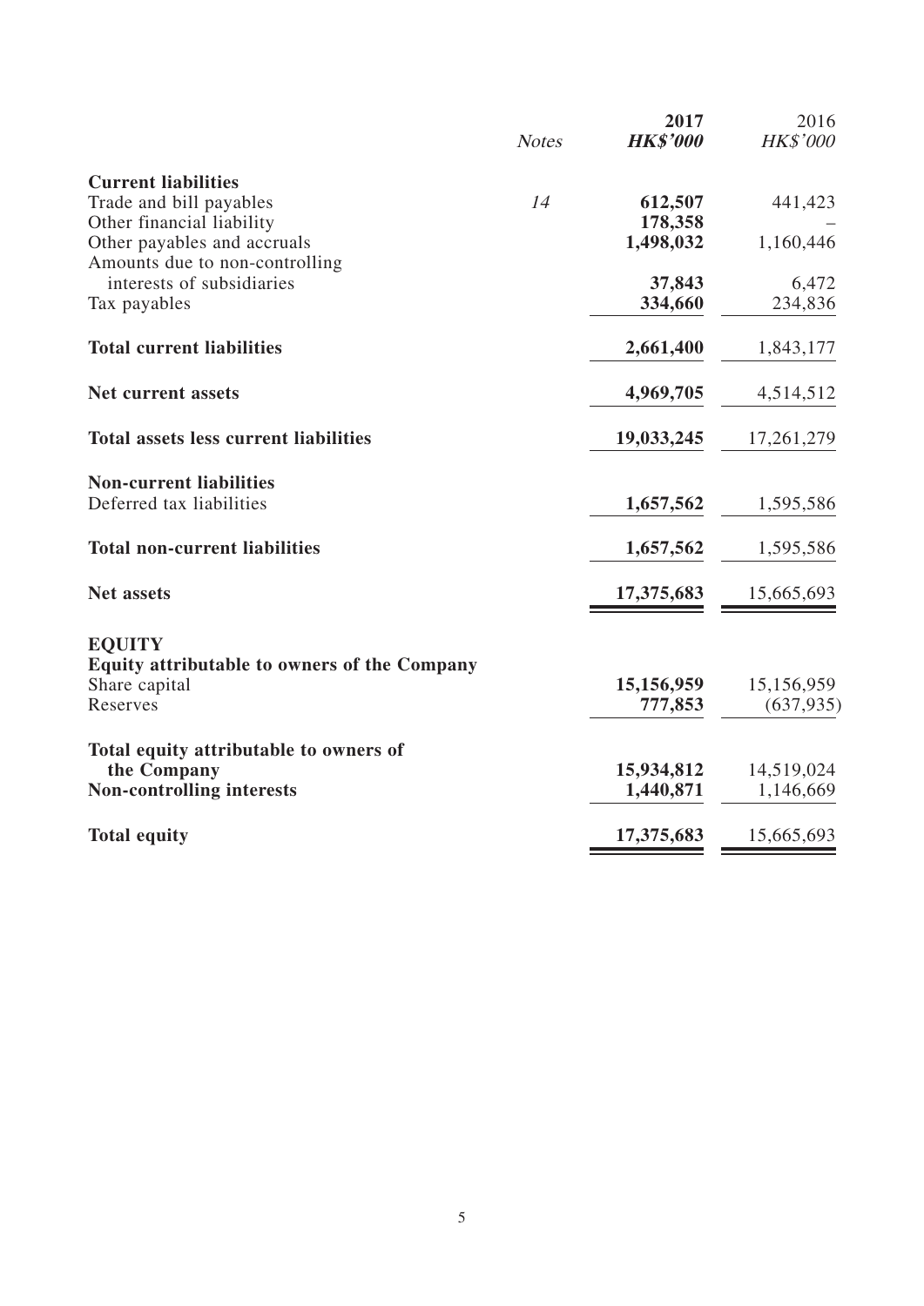| | Notes | 2017 HK$'000 | 2016 HK$'000 |
|---|---|---|---|
| **Current liabilities** | | | |
| Trade and bill payables | 14 | **612,507** | 441,423 |
| Other financial liability | | **178,358** | – |
| Other payables and accruals | | **1,498,032** | 1,160,446 |
| Amounts due to non-controlling interests of subsidiaries | | **37,843** | 6,472 |
| Tax payables | | **334,660** | 234,836 |
| **Total current liabilities** | | **2,661,400** | 1,843,177 |
| **Net current assets** | | **4,969,705** | 4,514,512 |
| **Total assets less current liabilities** | | **19,033,245** | 17,261,279 |
| **Non-current liabilities** | | | |
| Deferred tax liabilities | | **1,657,562** | 1,595,586 |
| **Total non-current liabilities** | | **1,657,562** | 1,595,586 |
| **Net assets** | | **17,375,683** | 15,665,693 |
| **EQUITY** | | | |
| **Equity attributable to owners of the Company** | | | |
| Share capital | | **15,156,959** | 15,156,959 |
| Reserves | | **777,853** | (637,935) |
| **Total equity attributable to owners of the Company** | | **15,934,812** | 14,519,024 |
| **Non-controlling interests** | | **1,440,871** | 1,146,669 |
| **Total equity** | | **17,375,683** | 15,665,693 |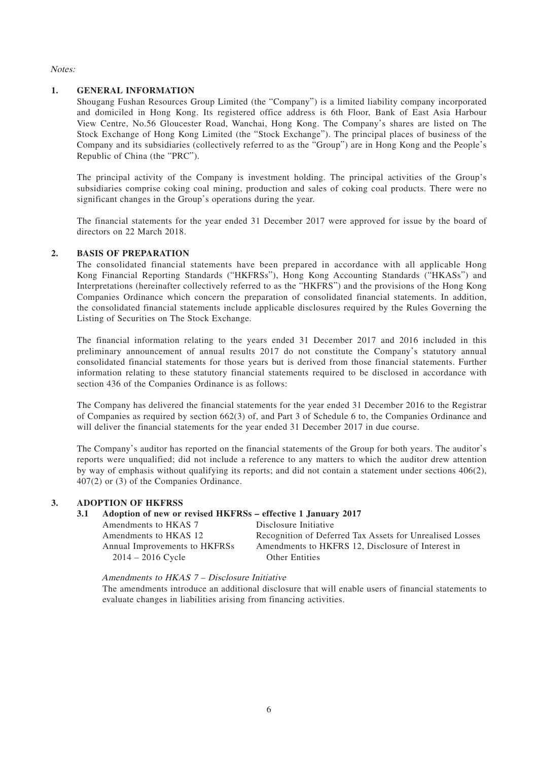*Notes:*

## 1. GENERAL INFORMATION

Shougang Fushan Resources Group Limited (the "Company") is a limited liability company incorporated and domiciled in Hong Kong. Its registered office address is 6th Floor, Bank of East Asia Harbour View Centre, No.56 Gloucester Road, Wanchai, Hong Kong. The Company's shares are listed on The Stock Exchange of Hong Kong Limited (the "Stock Exchange"). The principal places of business of the Company and its subsidiaries (collectively referred to as the "Group") are in Hong Kong and the People's Republic of China (the "PRC").

The principal activity of the Company is investment holding. The principal activities of the Group's subsidiaries comprise coking coal mining, production and sales of coking coal products. There were no significant changes in the Group's operations during the year.

The financial statements for the year ended 31 December 2017 were approved for issue by the board of directors on 22 March 2018.

## 2. BASIS OF PREPARATION

The consolidated financial statements have been prepared in accordance with all applicable Hong Kong Financial Reporting Standards ("HKFRSs"), Hong Kong Accounting Standards ("HKASs") and Interpretations (hereinafter collectively referred to as the "HKFRS") and the provisions of the Hong Kong Companies Ordinance which concern the preparation of consolidated financial statements. In addition, the consolidated financial statements include applicable disclosures required by the Rules Governing the Listing of Securities on The Stock Exchange.

The financial information relating to the years ended 31 December 2017 and 2016 included in this preliminary announcement of annual results 2017 do not constitute the Company's statutory annual consolidated financial statements for those years but is derived from those financial statements. Further information relating to these statutory financial statements required to be disclosed in accordance with section 436 of the Companies Ordinance is as follows:

The Company has delivered the financial statements for the year ended 31 December 2016 to the Registrar of Companies as required by section 662(3) of, and Part 3 of Schedule 6 to, the Companies Ordinance and will deliver the financial statements for the year ended 31 December 2017 in due course.

The Company's auditor has reported on the financial statements of the Group for both years. The auditor's reports were unqualified; did not include a reference to any matters to which the auditor drew attention by way of emphasis without qualifying its reports; and did not contain a statement under sections 406(2), 407(2) or (3) of the Companies Ordinance.

## 3. ADOPTION OF HKFRSS

### 3.1 Adoption of new or revised HKFRSs – effective 1 January 2017

| | |
|---|---|
| Amendments to HKAS 7 | Disclosure Initiative |
| Amendments to HKAS 12 | Recognition of Deferred Tax Assets for Unrealised Losses |
| Annual Improvements to HKFRSs 2014 – 2016 Cycle | Amendments to HKFRS 12, Disclosure of Interest in Other Entities |

*Amendments to HKAS 7 – Disclosure Initiative*

The amendments introduce an additional disclosure that will enable users of financial statements to evaluate changes in liabilities arising from financing activities.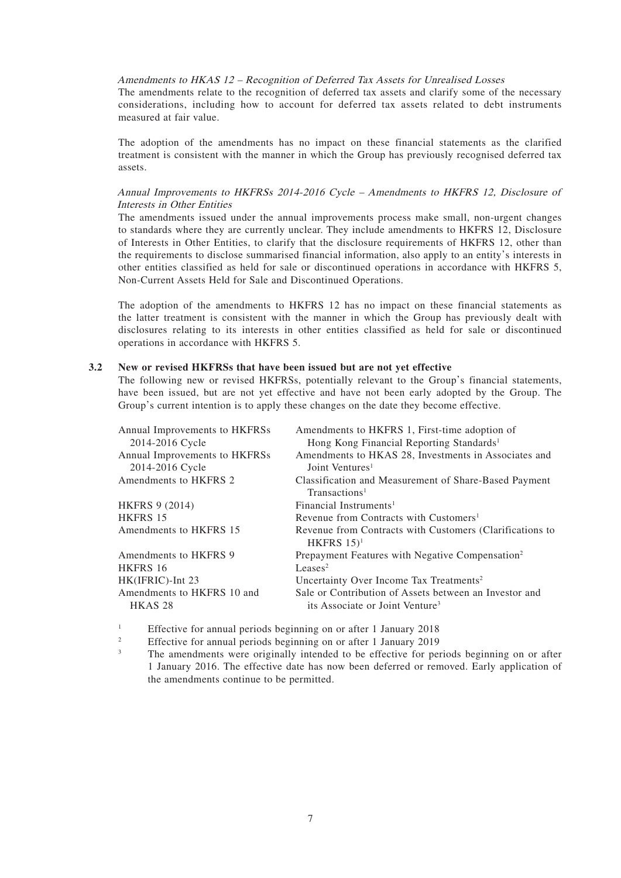*Amendments to HKAS 12 – Recognition of Deferred Tax Assets for Unrealised Losses*

The amendments relate to the recognition of deferred tax assets and clarify some of the necessary considerations, including how to account for deferred tax assets related to debt instruments measured at fair value.

The adoption of the amendments has no impact on these financial statements as the clarified treatment is consistent with the manner in which the Group has previously recognised deferred tax assets.

*Annual Improvements to HKFRSs 2014-2016 Cycle – Amendments to HKFRS 12, Disclosure of Interests in Other Entities*

The amendments issued under the annual improvements process make small, non-urgent changes to standards where they are currently unclear. They include amendments to HKFRS 12, Disclosure of Interests in Other Entities, to clarify that the disclosure requirements of HKFRS 12, other than the requirements to disclose summarised financial information, also apply to an entity's interests in other entities classified as held for sale or discontinued operations in accordance with HKFRS 5, Non-Current Assets Held for Sale and Discontinued Operations.

The adoption of the amendments to HKFRS 12 has no impact on these financial statements as the latter treatment is consistent with the manner in which the Group has previously dealt with disclosures relating to its interests in other entities classified as held for sale or discontinued operations in accordance with HKFRS 5.

### 3.2 New or revised HKFRSs that have been issued but are not yet effective

The following new or revised HKFRSs, potentially relevant to the Group's financial statements, have been issued, but are not yet effective and have not been early adopted by the Group. The Group's current intention is to apply these changes on the date they become effective.

| | |
|---|---|
| Annual Improvements to HKFRSs 2014-2016 Cycle | Amendments to HKFRS 1, First-time adoption of Hong Kong Financial Reporting Standards[1] |
| Annual Improvements to HKFRSs 2014-2016 Cycle | Amendments to HKAS 28, Investments in Associates and Joint Ventures[1] |
| Amendments to HKFRS 2 | Classification and Measurement of Share-Based Payment Transactions[1] |
| HKFRS 9 (2014) | Financial Instruments[1] |
| HKFRS 15 | Revenue from Contracts with Customers[1] |
| Amendments to HKFRS 15 | Revenue from Contracts with Customers (Clarifications to HKFRS 15)[1] |
| Amendments to HKFRS 9 | Prepayment Features with Negative Compensation[2] |
| HKFRS 16 | Leases[2] |
| HK(IFRIC)-Int 23 | Uncertainty Over Income Tax Treatments[2] |
| Amendments to HKFRS 10 and HKAS 28 | Sale or Contribution of Assets between an Investor and its Associate or Joint Venture[3] |

[1] Effective for annual periods beginning on or after 1 January 2018

[2] Effective for annual periods beginning on or after 1 January 2019

[3] The amendments were originally intended to be effective for periods beginning on or after 1 January 2016. The effective date has now been deferred or removed. Early application of the amendments continue to be permitted.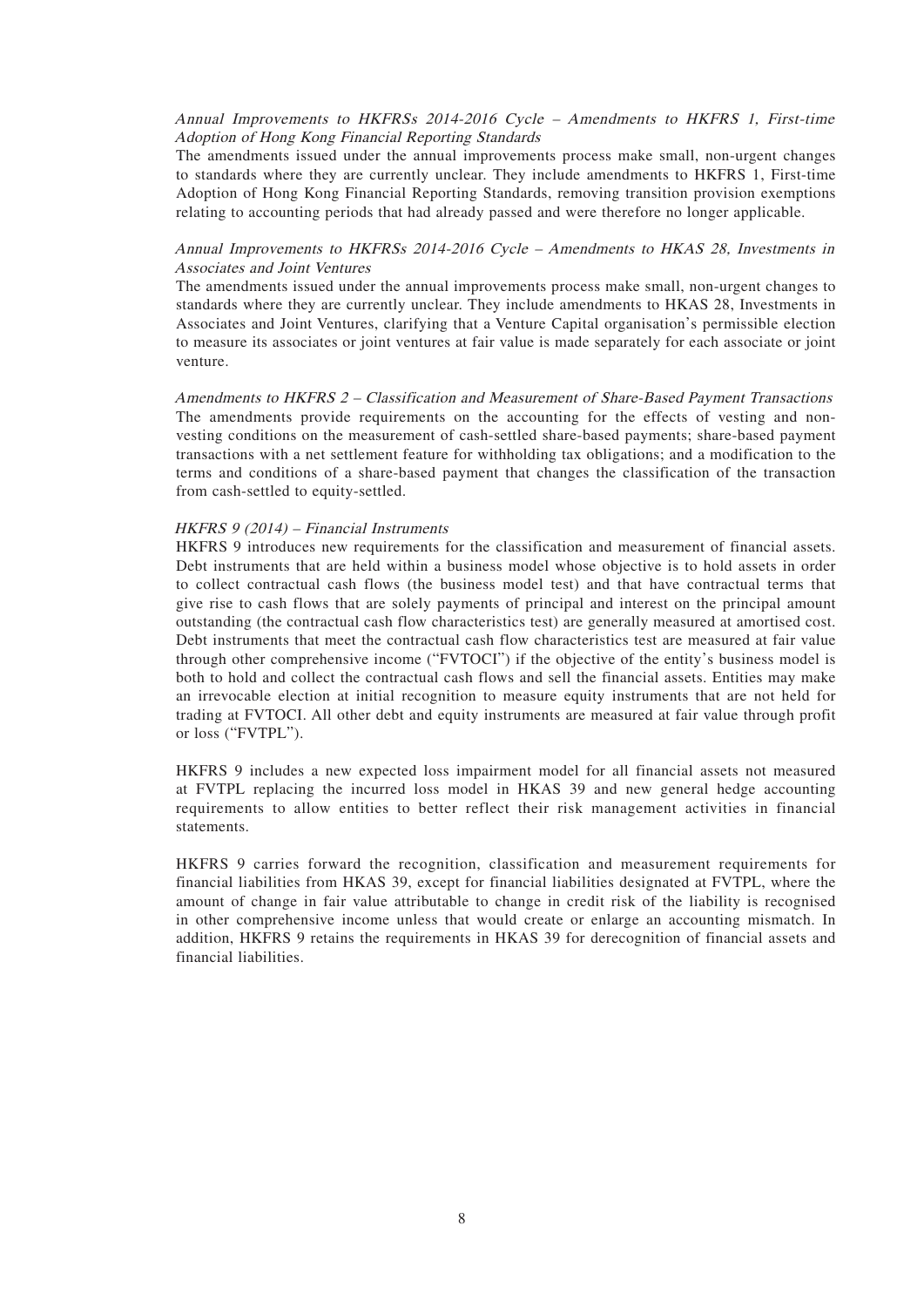*Annual Improvements to HKFRSs 2014-2016 Cycle – Amendments to HKFRS 1, First-time Adoption of Hong Kong Financial Reporting Standards*

The amendments issued under the annual improvements process make small, non-urgent changes to standards where they are currently unclear. They include amendments to HKFRS 1, First-time Adoption of Hong Kong Financial Reporting Standards, removing transition provision exemptions relating to accounting periods that had already passed and were therefore no longer applicable.

*Annual Improvements to HKFRSs 2014-2016 Cycle – Amendments to HKAS 28, Investments in Associates and Joint Ventures*

The amendments issued under the annual improvements process make small, non-urgent changes to standards where they are currently unclear. They include amendments to HKAS 28, Investments in Associates and Joint Ventures, clarifying that a Venture Capital organisation's permissible election to measure its associates or joint ventures at fair value is made separately for each associate or joint venture.

*Amendments to HKFRS 2 – Classification and Measurement of Share-Based Payment Transactions*

The amendments provide requirements on the accounting for the effects of vesting and non-vesting conditions on the measurement of cash-settled share-based payments; share-based payment transactions with a net settlement feature for withholding tax obligations; and a modification to the terms and conditions of a share-based payment that changes the classification of the transaction from cash-settled to equity-settled.

*HKFRS 9 (2014) – Financial Instruments*

HKFRS 9 introduces new requirements for the classification and measurement of financial assets. Debt instruments that are held within a business model whose objective is to hold assets in order to collect contractual cash flows (the business model test) and that have contractual terms that give rise to cash flows that are solely payments of principal and interest on the principal amount outstanding (the contractual cash flow characteristics test) are generally measured at amortised cost. Debt instruments that meet the contractual cash flow characteristics test are measured at fair value through other comprehensive income ("FVTOCI") if the objective of the entity's business model is both to hold and collect the contractual cash flows and sell the financial assets. Entities may make an irrevocable election at initial recognition to measure equity instruments that are not held for trading at FVTOCI. All other debt and equity instruments are measured at fair value through profit or loss ("FVTPL").

HKFRS 9 includes a new expected loss impairment model for all financial assets not measured at FVTPL replacing the incurred loss model in HKAS 39 and new general hedge accounting requirements to allow entities to better reflect their risk management activities in financial statements.

HKFRS 9 carries forward the recognition, classification and measurement requirements for financial liabilities from HKAS 39, except for financial liabilities designated at FVTPL, where the amount of change in fair value attributable to change in credit risk of the liability is recognised in other comprehensive income unless that would create or enlarge an accounting mismatch. In addition, HKFRS 9 retains the requirements in HKAS 39 for derecognition of financial assets and financial liabilities.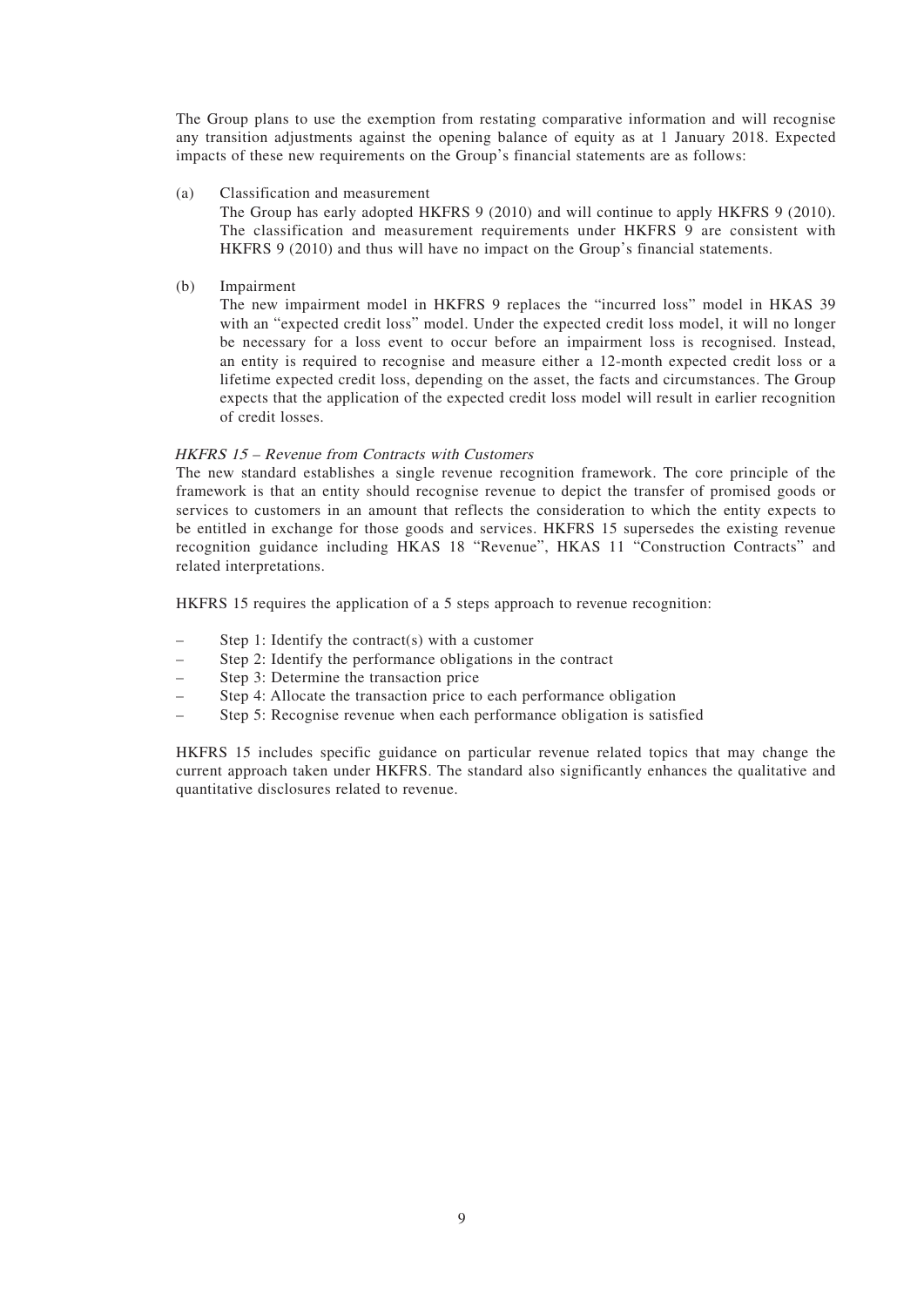The Group plans to use the exemption from restating comparative information and will recognise any transition adjustments against the opening balance of equity as at 1 January 2018. Expected impacts of these new requirements on the Group's financial statements are as follows:

(a) Classification and measurement

The Group has early adopted HKFRS 9 (2010) and will continue to apply HKFRS 9 (2010). The classification and measurement requirements under HKFRS 9 are consistent with HKFRS 9 (2010) and thus will have no impact on the Group's financial statements.

(b) Impairment

The new impairment model in HKFRS 9 replaces the "incurred loss" model in HKAS 39 with an "expected credit loss" model. Under the expected credit loss model, it will no longer be necessary for a loss event to occur before an impairment loss is recognised. Instead, an entity is required to recognise and measure either a 12-month expected credit loss or a lifetime expected credit loss, depending on the asset, the facts and circumstances. The Group expects that the application of the expected credit loss model will result in earlier recognition of credit losses.

*HKFRS 15 – Revenue from Contracts with Customers*

The new standard establishes a single revenue recognition framework. The core principle of the framework is that an entity should recognise revenue to depict the transfer of promised goods or services to customers in an amount that reflects the consideration to which the entity expects to be entitled in exchange for those goods and services. HKFRS 15 supersedes the existing revenue recognition guidance including HKAS 18 "Revenue", HKAS 11 "Construction Contracts" and related interpretations.

HKFRS 15 requires the application of a 5 steps approach to revenue recognition:

– Step 1: Identify the contract(s) with a customer
– Step 2: Identify the performance obligations in the contract
– Step 3: Determine the transaction price
– Step 4: Allocate the transaction price to each performance obligation
– Step 5: Recognise revenue when each performance obligation is satisfied

HKFRS 15 includes specific guidance on particular revenue related topics that may change the current approach taken under HKFRS. The standard also significantly enhances the qualitative and quantitative disclosures related to revenue.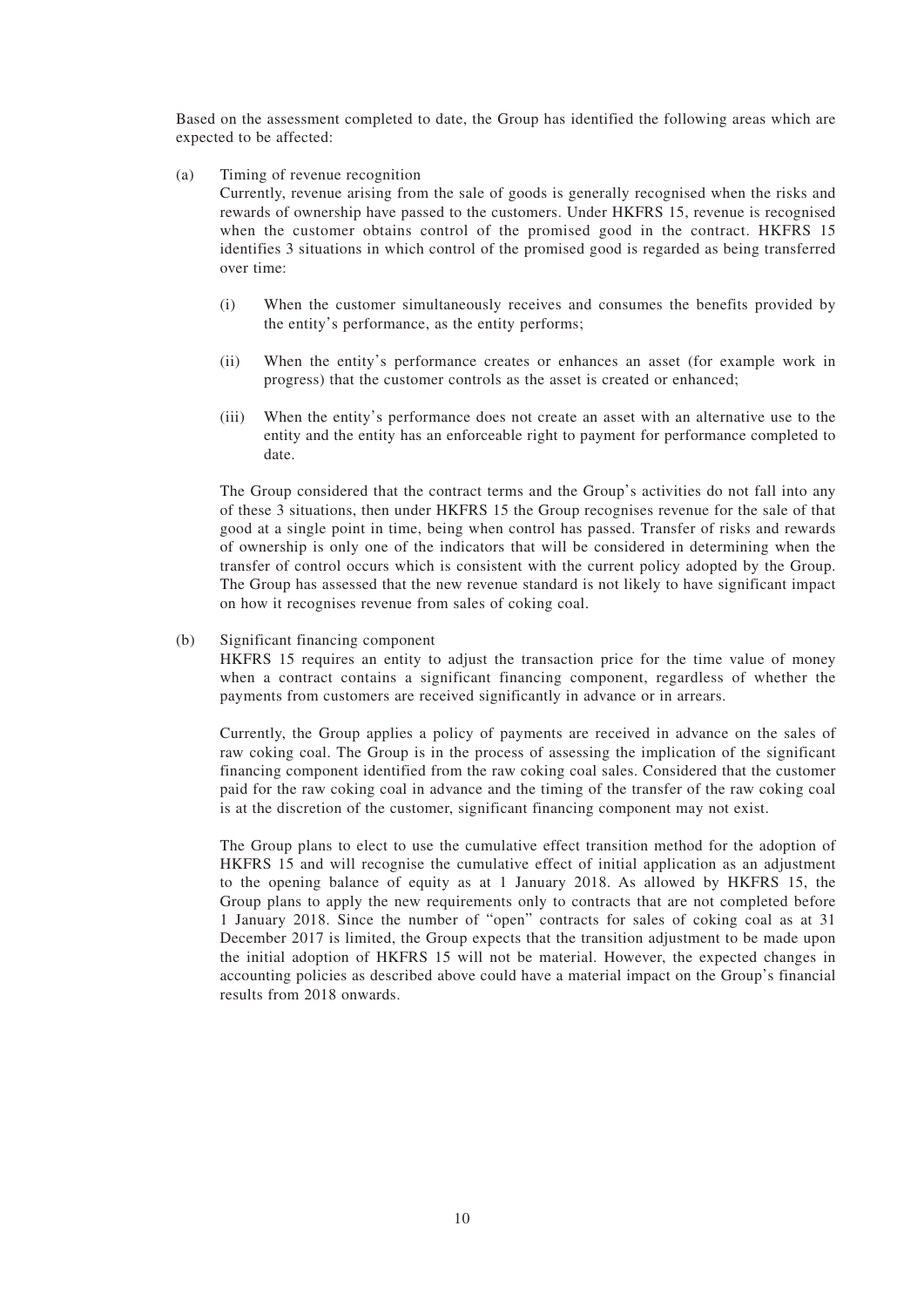Based on the assessment completed to date, the Group has identified the following areas which are expected to be affected:

(a) Timing of revenue recognition

Currently, revenue arising from the sale of goods is generally recognised when the risks and rewards of ownership have passed to the customers. Under HKFRS 15, revenue is recognised when the customer obtains control of the promised good in the contract. HKFRS 15 identifies 3 situations in which control of the promised good is regarded as being transferred over time:

(i) When the customer simultaneously receives and consumes the benefits provided by the entity's performance, as the entity performs;

(ii) When the entity's performance creates or enhances an asset (for example work in progress) that the customer controls as the asset is created or enhanced;

(iii) When the entity's performance does not create an asset with an alternative use to the entity and the entity has an enforceable right to payment for performance completed to date.

The Group considered that the contract terms and the Group's activities do not fall into any of these 3 situations, then under HKFRS 15 the Group recognises revenue for the sale of that good at a single point in time, being when control has passed. Transfer of risks and rewards of ownership is only one of the indicators that will be considered in determining when the transfer of control occurs which is consistent with the current policy adopted by the Group. The Group has assessed that the new revenue standard is not likely to have significant impact on how it recognises revenue from sales of coking coal.

(b) Significant financing component

HKFRS 15 requires an entity to adjust the transaction price for the time value of money when a contract contains a significant financing component, regardless of whether the payments from customers are received significantly in advance or in arrears.

Currently, the Group applies a policy of payments are received in advance on the sales of raw coking coal. The Group is in the process of assessing the implication of the significant financing component identified from the raw coking coal sales. Considered that the customer paid for the raw coking coal in advance and the timing of the transfer of the raw coking coal is at the discretion of the customer, significant financing component may not exist.

The Group plans to elect to use the cumulative effect transition method for the adoption of HKFRS 15 and will recognise the cumulative effect of initial application as an adjustment to the opening balance of equity as at 1 January 2018. As allowed by HKFRS 15, the Group plans to apply the new requirements only to contracts that are not completed before 1 January 2018. Since the number of "open" contracts for sales of coking coal as at 31 December 2017 is limited, the Group expects that the transition adjustment to be made upon the initial adoption of HKFRS 15 will not be material. However, the expected changes in accounting policies as described above could have a material impact on the Group's financial results from 2018 onwards.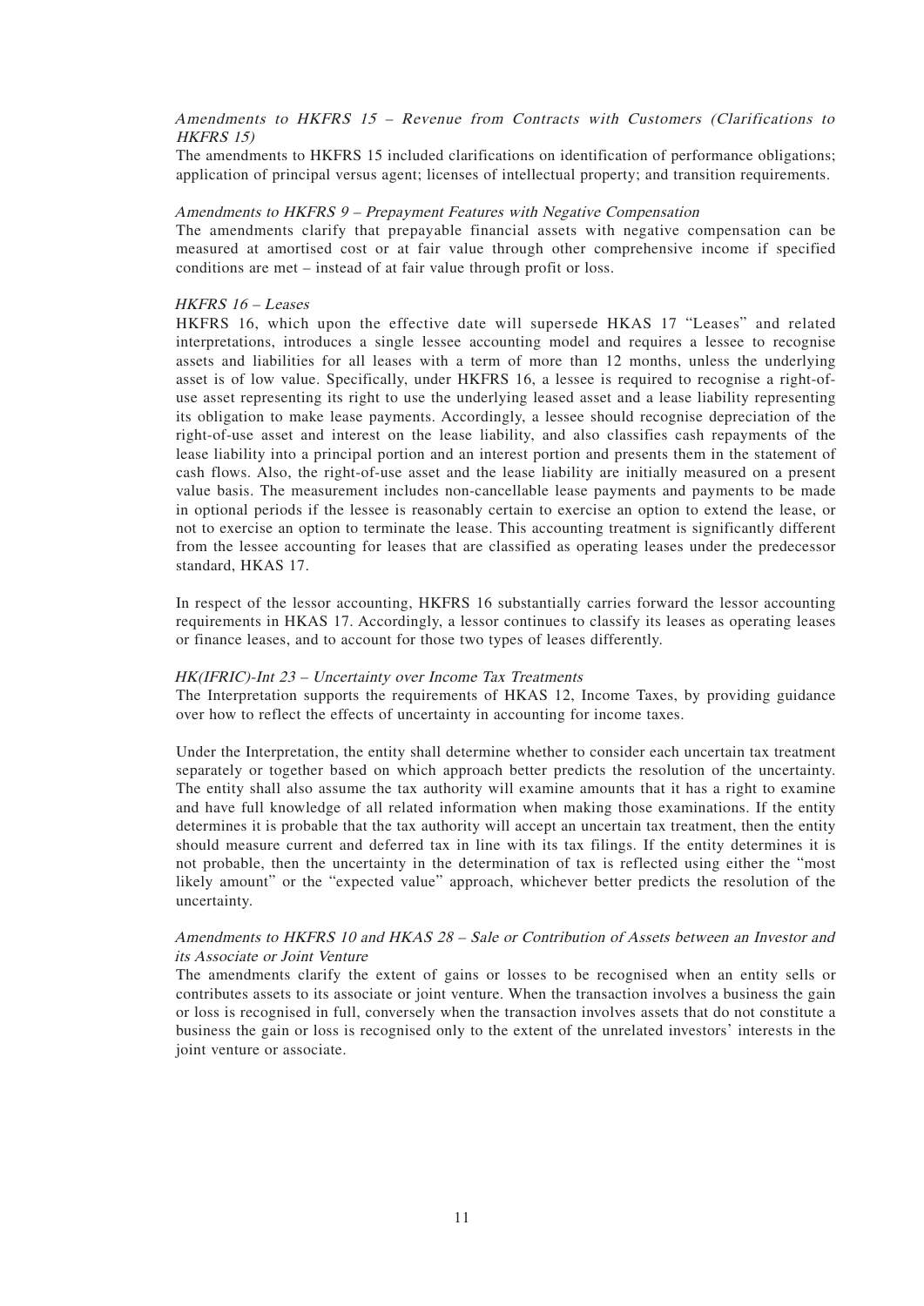*Amendments to HKFRS 15 – Revenue from Contracts with Customers (Clarifications to HKFRS 15)*

The amendments to HKFRS 15 included clarifications on identification of performance obligations; application of principal versus agent; licenses of intellectual property; and transition requirements.

*Amendments to HKFRS 9 – Prepayment Features with Negative Compensation*

The amendments clarify that prepayable financial assets with negative compensation can be measured at amortised cost or at fair value through other comprehensive income if specified conditions are met – instead of at fair value through profit or loss.

*HKFRS 16 – Leases*

HKFRS 16, which upon the effective date will supersede HKAS 17 "Leases" and related interpretations, introduces a single lessee accounting model and requires a lessee to recognise assets and liabilities for all leases with a term of more than 12 months, unless the underlying asset is of low value. Specifically, under HKFRS 16, a lessee is required to recognise a right-of-use asset representing its right to use the underlying leased asset and a lease liability representing its obligation to make lease payments. Accordingly, a lessee should recognise depreciation of the right-of-use asset and interest on the lease liability, and also classifies cash repayments of the lease liability into a principal portion and an interest portion and presents them in the statement of cash flows. Also, the right-of-use asset and the lease liability are initially measured on a present value basis. The measurement includes non-cancellable lease payments and payments to be made in optional periods if the lessee is reasonably certain to exercise an option to extend the lease, or not to exercise an option to terminate the lease. This accounting treatment is significantly different from the lessee accounting for leases that are classified as operating leases under the predecessor standard, HKAS 17.

In respect of the lessor accounting, HKFRS 16 substantially carries forward the lessor accounting requirements in HKAS 17. Accordingly, a lessor continues to classify its leases as operating leases or finance leases, and to account for those two types of leases differently.

*HK(IFRIC)-Int 23 – Uncertainty over Income Tax Treatments*

The Interpretation supports the requirements of HKAS 12, Income Taxes, by providing guidance over how to reflect the effects of uncertainty in accounting for income taxes.

Under the Interpretation, the entity shall determine whether to consider each uncertain tax treatment separately or together based on which approach better predicts the resolution of the uncertainty. The entity shall also assume the tax authority will examine amounts that it has a right to examine and have full knowledge of all related information when making those examinations. If the entity determines it is probable that the tax authority will accept an uncertain tax treatment, then the entity should measure current and deferred tax in line with its tax filings. If the entity determines it is not probable, then the uncertainty in the determination of tax is reflected using either the "most likely amount" or the "expected value" approach, whichever better predicts the resolution of the uncertainty.

*Amendments to HKFRS 10 and HKAS 28 – Sale or Contribution of Assets between an Investor and its Associate or Joint Venture*

The amendments clarify the extent of gains or losses to be recognised when an entity sells or contributes assets to its associate or joint venture. When the transaction involves a business the gain or loss is recognised in full, conversely when the transaction involves assets that do not constitute a business the gain or loss is recognised only to the extent of the unrelated investors' interests in the joint venture or associate.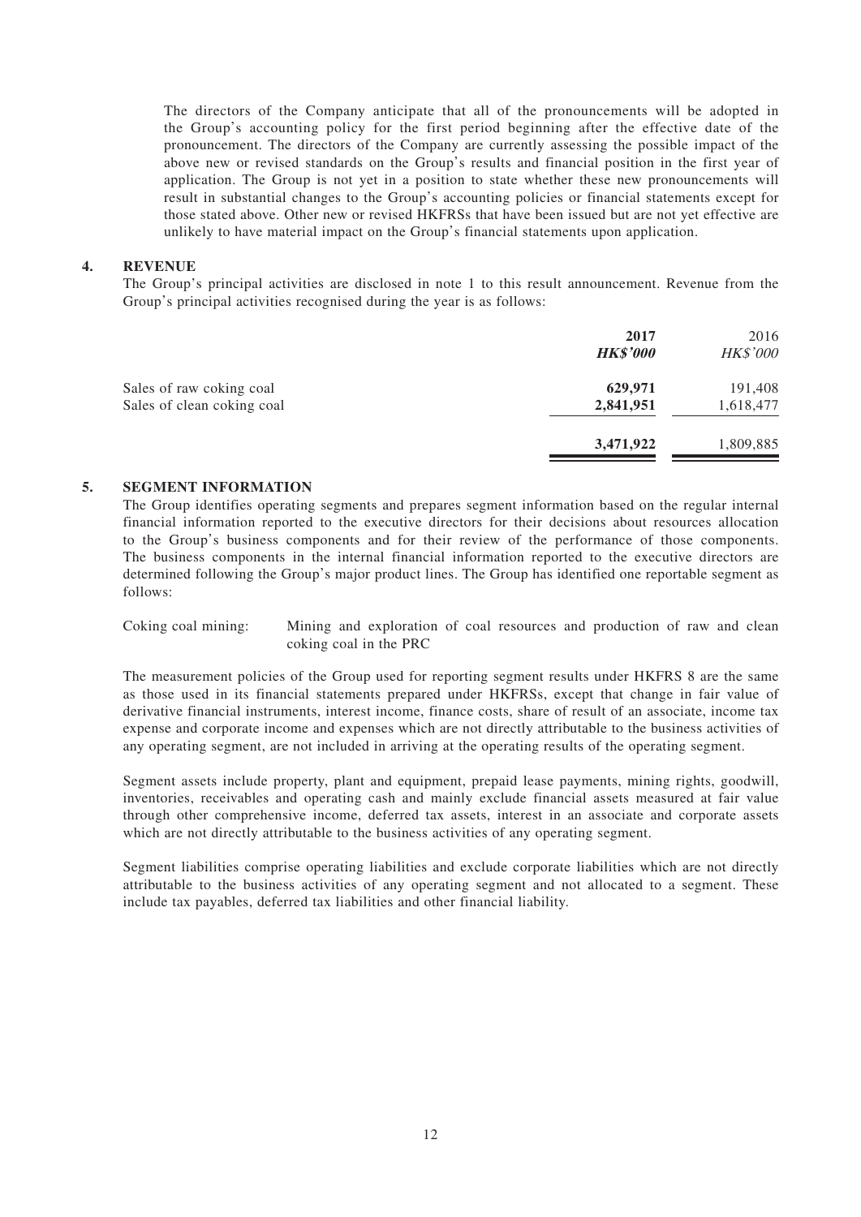The directors of the Company anticipate that all of the pronouncements will be adopted in the Group's accounting policy for the first period beginning after the effective date of the pronouncement. The directors of the Company are currently assessing the possible impact of the above new or revised standards on the Group's results and financial position in the first year of application. The Group is not yet in a position to state whether these new pronouncements will result in substantial changes to the Group's accounting policies or financial statements except for those stated above. Other new or revised HKFRSs that have been issued but are not yet effective are unlikely to have material impact on the Group's financial statements upon application.

## 4. REVENUE

The Group's principal activities are disclosed in note 1 to this result announcement. Revenue from the Group's principal activities recognised during the year is as follows:

| | **2017** | 2016 |
|---|---|---|
| | ***HK$'000*** | *HK$'000* |
| Sales of raw coking coal | **629,971** | 191,408 |
| Sales of clean coking coal | **2,841,951** | 1,618,477 |
| | **3,471,922** | 1,809,885 |

## 5. SEGMENT INFORMATION

The Group identifies operating segments and prepares segment information based on the regular internal financial information reported to the executive directors for their decisions about resources allocation to the Group's business components and for their review of the performance of those components. The business components in the internal financial information reported to the executive directors are determined following the Group's major product lines. The Group has identified one reportable segment as follows:

Coking coal mining: Mining and exploration of coal resources and production of raw and clean coking coal in the PRC

The measurement policies of the Group used for reporting segment results under HKFRS 8 are the same as those used in its financial statements prepared under HKFRSs, except that change in fair value of derivative financial instruments, interest income, finance costs, share of result of an associate, income tax expense and corporate income and expenses which are not directly attributable to the business activities of any operating segment, are not included in arriving at the operating results of the operating segment.

Segment assets include property, plant and equipment, prepaid lease payments, mining rights, goodwill, inventories, receivables and operating cash and mainly exclude financial assets measured at fair value through other comprehensive income, deferred tax assets, interest in an associate and corporate assets which are not directly attributable to the business activities of any operating segment.

Segment liabilities comprise operating liabilities and exclude corporate liabilities which are not directly attributable to the business activities of any operating segment and not allocated to a segment. These include tax payables, deferred tax liabilities and other financial liability.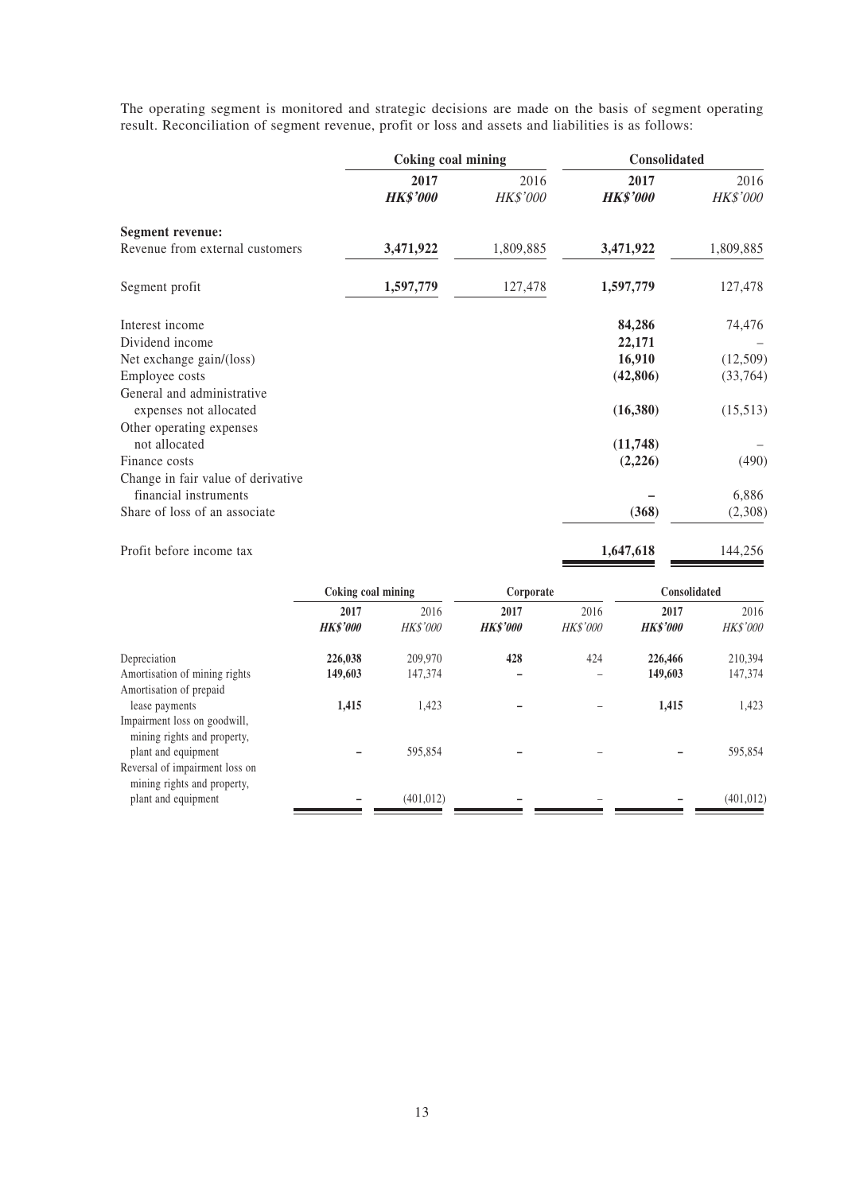The operating segment is monitored and strategic decisions are made on the basis of segment operating result. Reconciliation of segment revenue, profit or loss and assets and liabilities is as follows:

| | Coking coal mining | | Consolidated | |
|---|---|---|---|---|
| | **2017** | 2016 | **2017** | 2016 |
| | ***HK$'000*** | *HK$'000* | ***HK$'000*** | *HK$'000* |
| **Segment revenue:** | | | | |
| Revenue from external customers | **3,471,922** | 1,809,885 | **3,471,922** | 1,809,885 |
| Segment profit | **1,597,779** | 127,478 | **1,597,779** | 127,478 |
| Interest income | | | **84,286** | 74,476 |
| Dividend income | | | **22,171** | – |
| Net exchange gain/(loss) | | | **16,910** | (12,509) |
| Employee costs | | | **(42,806)** | (33,764) |
| General and administrative expenses not allocated | | | **(16,380)** | (15,513) |
| Other operating expenses not allocated | | | **(11,748)** | – |
| Finance costs | | | **(2,226)** | (490) |
| Change in fair value of derivative financial instruments | | | **–** | 6,886 |
| Share of loss of an associate | | | **(368)** | (2,308) |
| Profit before income tax | | | **1,647,618** | 144,256 |

| | Coking coal mining | | Corporate | | Consolidated | |
|---|---|---|---|---|---|---|
| | **2017** | 2016 | **2017** | 2016 | **2017** | 2016 |
| | ***HK$'000*** | *HK$'000* | ***HK$'000*** | *HK$'000* | ***HK$'000*** | *HK$'000* |
| Depreciation | **226,038** | 209,970 | **428** | 424 | **226,466** | 210,394 |
| Amortisation of mining rights | **149,603** | 147,374 | **–** | – | **149,603** | 147,374 |
| Amortisation of prepaid lease payments | **1,415** | 1,423 | **–** | – | **1,415** | 1,423 |
| Impairment loss on goodwill, mining rights and property, plant and equipment | **–** | 595,854 | **–** | – | **–** | 595,854 |
| Reversal of impairment loss on mining rights and property, plant and equipment | **–** | (401,012) | **–** | – | **–** | (401,012) |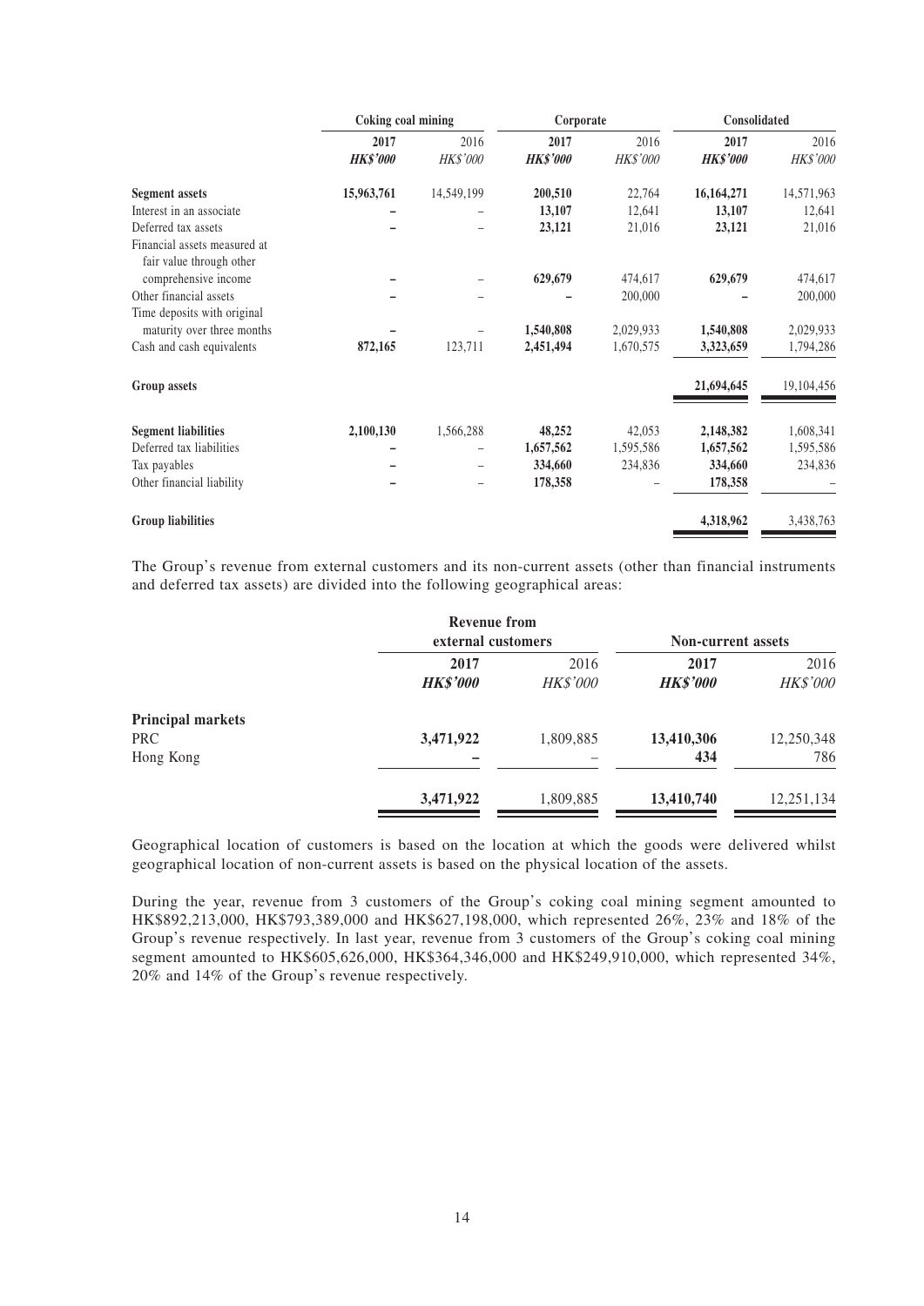| | Coking coal mining | | Corporate | | Consolidated | |
|---|---|---|---|---|---|---|
| | **2017** | 2016 | **2017** | 2016 | **2017** | 2016 |
| | ***HK$'000*** | *HK$'000* | ***HK$'000*** | *HK$'000* | ***HK$'000*** | *HK$'000* |
| **Segment assets** | **15,963,761** | 14,549,199 | **200,510** | 22,764 | **16,164,271** | 14,571,963 |
| Interest in an associate | **–** | – | **13,107** | 12,641 | **13,107** | 12,641 |
| Deferred tax assets | **–** | – | **23,121** | 21,016 | **23,121** | 21,016 |
| Financial assets measured at fair value through other comprehensive income | **–** | – | **629,679** | 474,617 | **629,679** | 474,617 |
| Other financial assets | **–** | – | **–** | 200,000 | **–** | 200,000 |
| Time deposits with original maturity over three months | **–** | – | **1,540,808** | 2,029,933 | **1,540,808** | 2,029,933 |
| Cash and cash equivalents | **872,165** | 123,711 | **2,451,494** | 1,670,575 | **3,323,659** | 1,794,286 |
| **Group assets** | | | | | **21,694,645** | 19,104,456 |
| **Segment liabilities** | **2,100,130** | 1,566,288 | **48,252** | 42,053 | **2,148,382** | 1,608,341 |
| Deferred tax liabilities | **–** | – | **1,657,562** | 1,595,586 | **1,657,562** | 1,595,586 |
| Tax payables | **–** | – | **334,660** | 234,836 | **334,660** | 234,836 |
| Other financial liability | **–** | – | **178,358** | – | **178,358** | – |
| **Group liabilities** | | | | | **4,318,962** | 3,438,763 |

The Group's revenue from external customers and its non-current assets (other than financial instruments and deferred tax assets) are divided into the following geographical areas:

| | Revenue from external customers | | Non-current assets | |
|---|---|---|---|---|
| | **2017** | 2016 | **2017** | 2016 |
| | ***HK$'000*** | *HK$'000* | ***HK$'000*** | *HK$'000* |
| **Principal markets** | | | | |
| PRC | **3,471,922** | 1,809,885 | **13,410,306** | 12,250,348 |
| Hong Kong | **–** | – | **434** | 786 |
| | **3,471,922** | 1,809,885 | **13,410,740** | 12,251,134 |

Geographical location of customers is based on the location at which the goods were delivered whilst geographical location of non-current assets is based on the physical location of the assets.

During the year, revenue from 3 customers of the Group's coking coal mining segment amounted to HK$892,213,000, HK$793,389,000 and HK$627,198,000, which represented 26%, 23% and 18% of the Group's revenue respectively. In last year, revenue from 3 customers of the Group's coking coal mining segment amounted to HK$605,626,000, HK$364,346,000 and HK$249,910,000, which represented 34%, 20% and 14% of the Group's revenue respectively.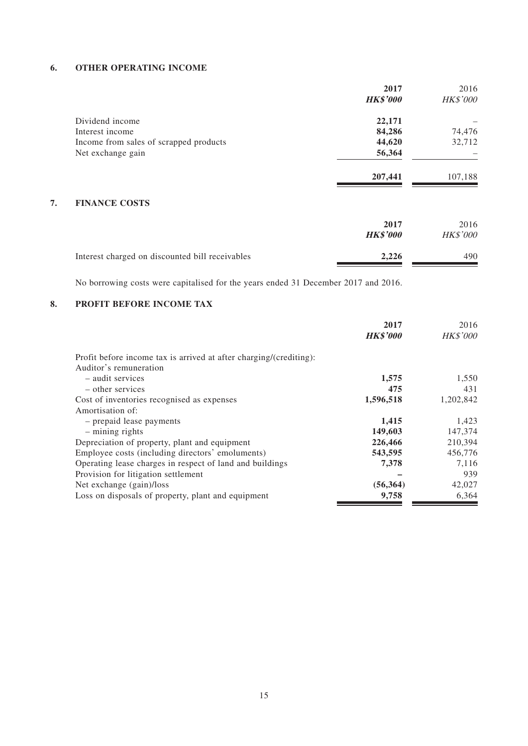## 6. OTHER OPERATING INCOME

| | 2017 | 2016 |
|---|---|---|
| | ***HK$'000*** | *HK$'000* |
| Dividend income | **22,171** | – |
| Interest income | **84,286** | 74,476 |
| Income from sales of scrapped products | **44,620** | 32,712 |
| Net exchange gain | **56,364** | – |
| | **207,441** | 107,188 |

## 7. FINANCE COSTS

| | 2017 | 2016 |
|---|---|---|
| | ***HK$'000*** | *HK$'000* |
| Interest charged on discounted bill receivables | **2,226** | 490 |

No borrowing costs were capitalised for the years ended 31 December 2017 and 2016.

## 8. PROFIT BEFORE INCOME TAX

| | 2017 | 2016 |
|---|---|---|
| | ***HK$'000*** | *HK$'000* |
| Profit before income tax is arrived at after charging/(crediting): | | |
| Auditor's remuneration | | |
| – audit services | **1,575** | 1,550 |
| – other services | **475** | 431 |
| Cost of inventories recognised as expenses | **1,596,518** | 1,202,842 |
| Amortisation of: | | |
| – prepaid lease payments | **1,415** | 1,423 |
| – mining rights | **149,603** | 147,374 |
| Depreciation of property, plant and equipment | **226,466** | 210,394 |
| Employee costs (including directors' emoluments) | **543,595** | 456,776 |
| Operating lease charges in respect of land and buildings | **7,378** | 7,116 |
| Provision for litigation settlement | **–** | 939 |
| Net exchange (gain)/loss | **(56,364)** | 42,027 |
| Loss on disposals of property, plant and equipment | **9,758** | 6,364 |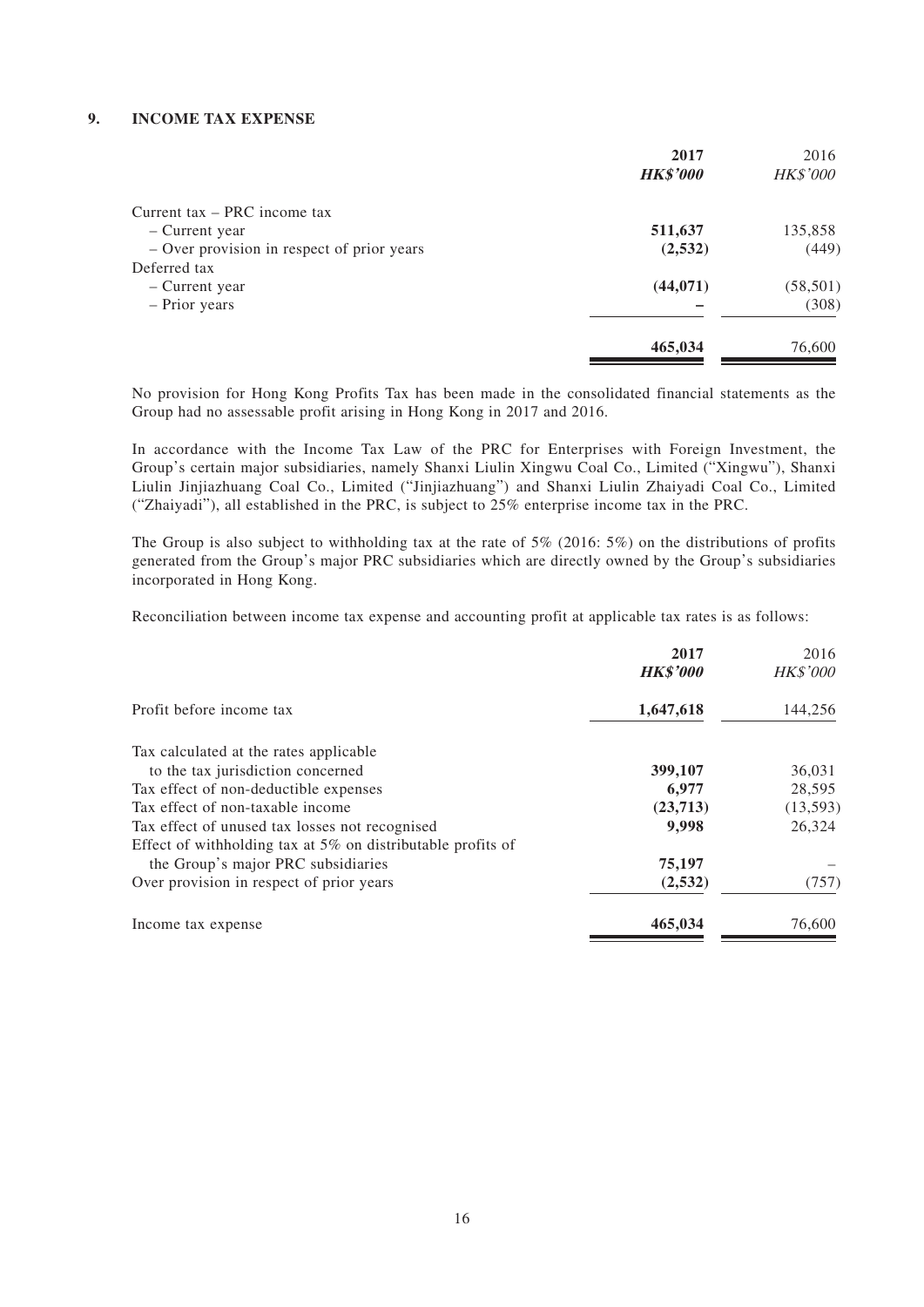## 9. INCOME TAX EXPENSE

| | 2017 | 2016 |
|---|---|---|
| | ***HK$'000*** | *HK$'000* |
| Current tax – PRC income tax | | |
| – Current year | **511,637** | 135,858 |
| – Over provision in respect of prior years | **(2,532)** | (449) |
| Deferred tax | | |
| – Current year | **(44,071)** | (58,501) |
| – Prior years | **–** | (308) |
| | **465,034** | 76,600 |

No provision for Hong Kong Profits Tax has been made in the consolidated financial statements as the Group had no assessable profit arising in Hong Kong in 2017 and 2016.

In accordance with the Income Tax Law of the PRC for Enterprises with Foreign Investment, the Group's certain major subsidiaries, namely Shanxi Liulin Xingwu Coal Co., Limited ("Xingwu"), Shanxi Liulin Jinjiazhuang Coal Co., Limited ("Jinjiazhuang") and Shanxi Liulin Zhaiyadi Coal Co., Limited ("Zhaiyadi"), all established in the PRC, is subject to 25% enterprise income tax in the PRC.

The Group is also subject to withholding tax at the rate of 5% (2016: 5%) on the distributions of profits generated from the Group's major PRC subsidiaries which are directly owned by the Group's subsidiaries incorporated in Hong Kong.

Reconciliation between income tax expense and accounting profit at applicable tax rates is as follows:

| | 2017 | 2016 |
|---|---|---|
| | ***HK$'000*** | *HK$'000* |
| Profit before income tax | **1,647,618** | 144,256 |
| Tax calculated at the rates applicable to the tax jurisdiction concerned | **399,107** | 36,031 |
| Tax effect of non-deductible expenses | **6,977** | 28,595 |
| Tax effect of non-taxable income | **(23,713)** | (13,593) |
| Tax effect of unused tax losses not recognised | **9,998** | 26,324 |
| Effect of withholding tax at 5% on distributable profits of the Group's major PRC subsidiaries | **75,197** | – |
| Over provision in respect of prior years | **(2,532)** | (757) |
| Income tax expense | **465,034** | 76,600 |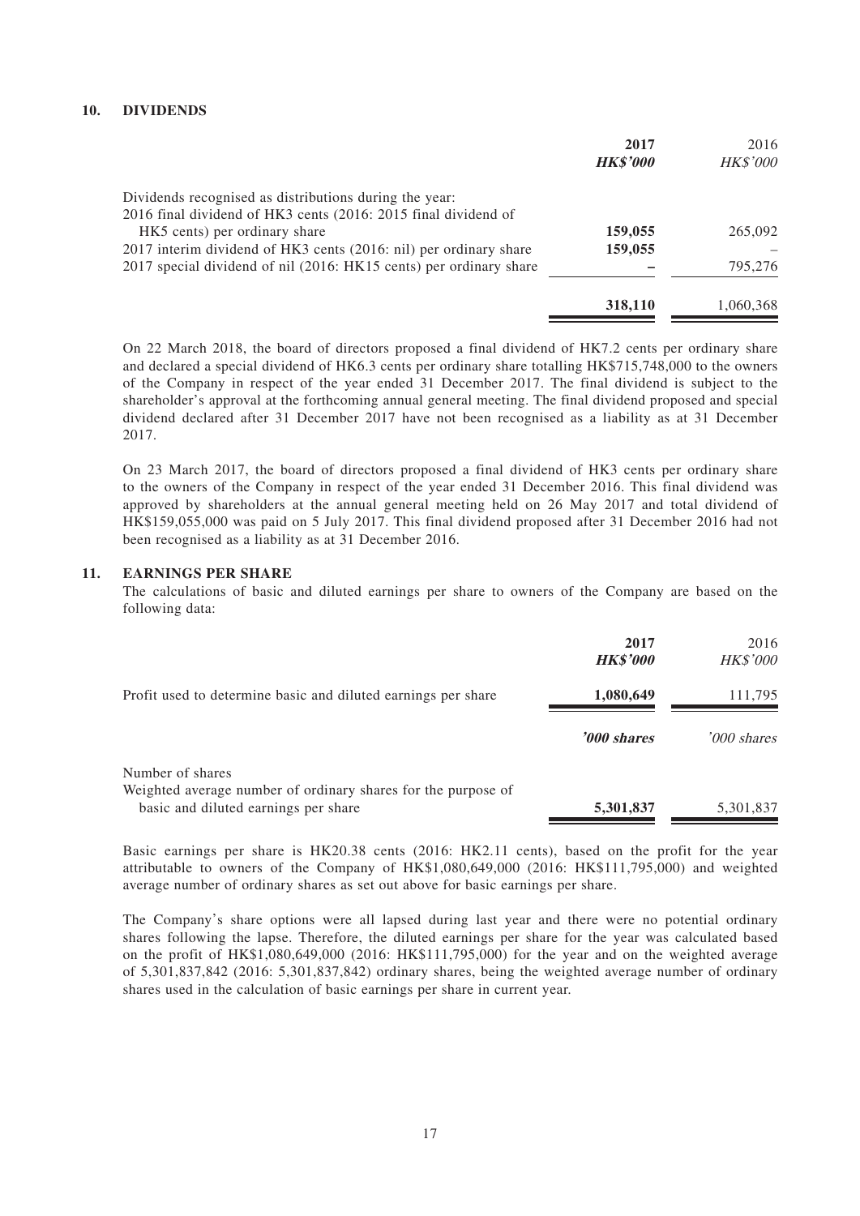## 10. DIVIDENDS

| | 2017 | 2016 |
|---|---|---|
| | ***HK$'000*** | *HK$'000* |
| Dividends recognised as distributions during the year: | | |
| 2016 final dividend of HK3 cents (2016: 2015 final dividend of HK5 cents) per ordinary share | **159,055** | 265,092 |
| 2017 interim dividend of HK3 cents (2016: nil) per ordinary share | **159,055** | – |
| 2017 special dividend of nil (2016: HK15 cents) per ordinary share | **–** | 795,276 |
| | **318,110** | 1,060,368 |

On 22 March 2018, the board of directors proposed a final dividend of HK7.2 cents per ordinary share and declared a special dividend of HK6.3 cents per ordinary share totalling HK$715,748,000 to the owners of the Company in respect of the year ended 31 December 2017. The final dividend is subject to the shareholder's approval at the forthcoming annual general meeting. The final dividend proposed and special dividend declared after 31 December 2017 have not been recognised as a liability as at 31 December 2017.

On 23 March 2017, the board of directors proposed a final dividend of HK3 cents per ordinary share to the owners of the Company in respect of the year ended 31 December 2016. This final dividend was approved by shareholders at the annual general meeting held on 26 May 2017 and total dividend of HK$159,055,000 was paid on 5 July 2017. This final dividend proposed after 31 December 2016 had not been recognised as a liability as at 31 December 2016.

## 11. EARNINGS PER SHARE

The calculations of basic and diluted earnings per share to owners of the Company are based on the following data:

| | 2017 | 2016 |
|---|---|---|
| | ***HK$'000*** | *HK$'000* |
| Profit used to determine basic and diluted earnings per share | **1,080,649** | 111,795 |
| | ***'000 shares*** | *'000 shares* |
| Number of shares | | |
| Weighted average number of ordinary shares for the purpose of basic and diluted earnings per share | **5,301,837** | 5,301,837 |

Basic earnings per share is HK20.38 cents (2016: HK2.11 cents), based on the profit for the year attributable to owners of the Company of HK$1,080,649,000 (2016: HK$111,795,000) and weighted average number of ordinary shares as set out above for basic earnings per share.

The Company's share options were all lapsed during last year and there were no potential ordinary shares following the lapse. Therefore, the diluted earnings per share for the year was calculated based on the profit of HK$1,080,649,000 (2016: HK$111,795,000) for the year and on the weighted average of 5,301,837,842 (2016: 5,301,837,842) ordinary shares, being the weighted average number of ordinary shares used in the calculation of basic earnings per share in current year.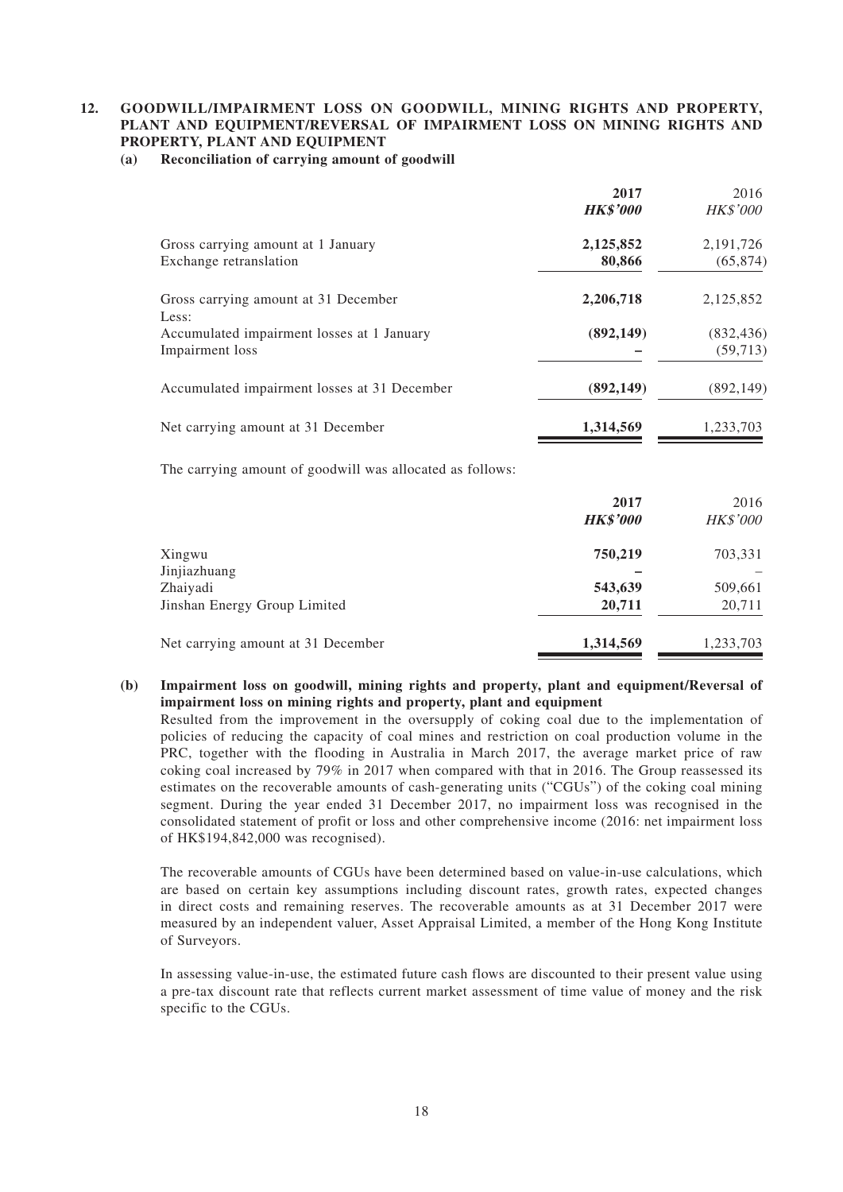## 12. GOODWILL/IMPAIRMENT LOSS ON GOODWILL, MINING RIGHTS AND PROPERTY, PLANT AND EQUIPMENT/REVERSAL OF IMPAIRMENT LOSS ON MINING RIGHTS AND PROPERTY, PLANT AND EQUIPMENT

### (a) Reconciliation of carrying amount of goodwill

| | **2017** | 2016 |
|---|---|---|
| | ***HK$'000*** | *HK$'000* |
| Gross carrying amount at 1 January | **2,125,852** | 2,191,726 |
| Exchange retranslation | **80,866** | (65,874) |
| Gross carrying amount at 31 December | **2,206,718** | 2,125,852 |
| Less: | | |
| Accumulated impairment losses at 1 January | **(892,149)** | (832,436) |
| Impairment loss | **–** | (59,713) |
| Accumulated impairment losses at 31 December | **(892,149)** | (892,149) |
| Net carrying amount at 31 December | **1,314,569** | 1,233,703 |

The carrying amount of goodwill was allocated as follows:

| | **2017** | 2016 |
|---|---|---|
| | ***HK$'000*** | *HK$'000* |
| Xingwu | **750,219** | 703,331 |
| Jinjiazhuang | **–** | – |
| Zhaiyadi | **543,639** | 509,661 |
| Jinshan Energy Group Limited | **20,711** | 20,711 |
| Net carrying amount at 31 December | **1,314,569** | 1,233,703 |

### (b) Impairment loss on goodwill, mining rights and property, plant and equipment/Reversal of impairment loss on mining rights and property, plant and equipment

Resulted from the improvement in the oversupply of coking coal due to the implementation of policies of reducing the capacity of coal mines and restriction on coal production volume in the PRC, together with the flooding in Australia in March 2017, the average market price of raw coking coal increased by 79% in 2017 when compared with that in 2016. The Group reassessed its estimates on the recoverable amounts of cash-generating units ("CGUs") of the coking coal mining segment. During the year ended 31 December 2017, no impairment loss was recognised in the consolidated statement of profit or loss and other comprehensive income (2016: net impairment loss of HK$194,842,000 was recognised).

The recoverable amounts of CGUs have been determined based on value-in-use calculations, which are based on certain key assumptions including discount rates, growth rates, expected changes in direct costs and remaining reserves. The recoverable amounts as at 31 December 2017 were measured by an independent valuer, Asset Appraisal Limited, a member of the Hong Kong Institute of Surveyors.

In assessing value-in-use, the estimated future cash flows are discounted to their present value using a pre-tax discount rate that reflects current market assessment of time value of money and the risk specific to the CGUs.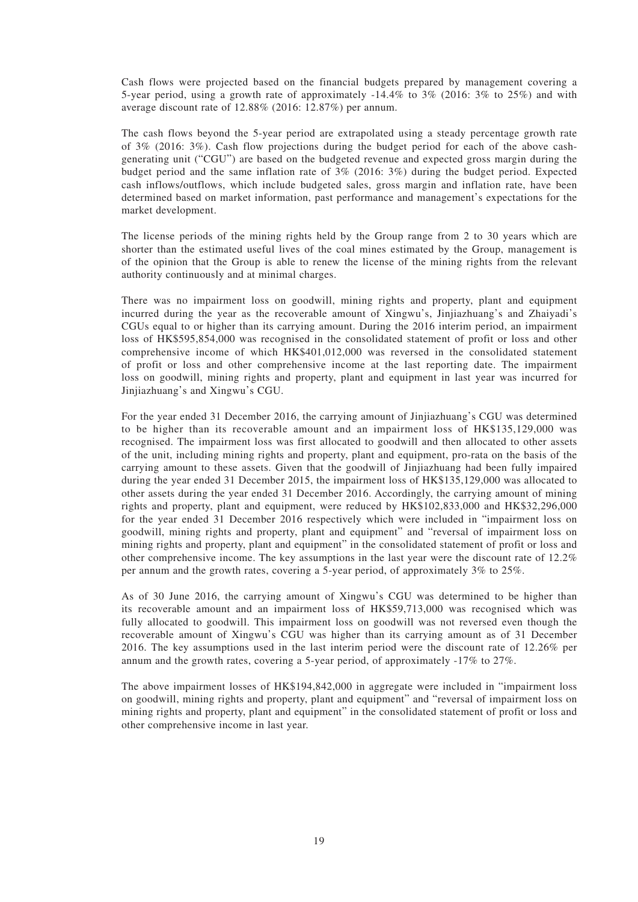Cash flows were projected based on the financial budgets prepared by management covering a 5-year period, using a growth rate of approximately -14.4% to 3% (2016: 3% to 25%) and with average discount rate of 12.88% (2016: 12.87%) per annum.

The cash flows beyond the 5-year period are extrapolated using a steady percentage growth rate of 3% (2016: 3%). Cash flow projections during the budget period for each of the above cash-generating unit ("CGU") are based on the budgeted revenue and expected gross margin during the budget period and the same inflation rate of 3% (2016: 3%) during the budget period. Expected cash inflows/outflows, which include budgeted sales, gross margin and inflation rate, have been determined based on market information, past performance and management's expectations for the market development.

The license periods of the mining rights held by the Group range from 2 to 30 years which are shorter than the estimated useful lives of the coal mines estimated by the Group, management is of the opinion that the Group is able to renew the license of the mining rights from the relevant authority continuously and at minimal charges.

There was no impairment loss on goodwill, mining rights and property, plant and equipment incurred during the year as the recoverable amount of Xingwu's, Jinjiazhuang's and Zhaiyadi's CGUs equal to or higher than its carrying amount. During the 2016 interim period, an impairment loss of HK$595,854,000 was recognised in the consolidated statement of profit or loss and other comprehensive income of which HK$401,012,000 was reversed in the consolidated statement of profit or loss and other comprehensive income at the last reporting date. The impairment loss on goodwill, mining rights and property, plant and equipment in last year was incurred for Jinjiazhuang's and Xingwu's CGU.

For the year ended 31 December 2016, the carrying amount of Jinjiazhuang's CGU was determined to be higher than its recoverable amount and an impairment loss of HK$135,129,000 was recognised. The impairment loss was first allocated to goodwill and then allocated to other assets of the unit, including mining rights and property, plant and equipment, pro-rata on the basis of the carrying amount to these assets. Given that the goodwill of Jinjiazhuang had been fully impaired during the year ended 31 December 2015, the impairment loss of HK$135,129,000 was allocated to other assets during the year ended 31 December 2016. Accordingly, the carrying amount of mining rights and property, plant and equipment, were reduced by HK$102,833,000 and HK$32,296,000 for the year ended 31 December 2016 respectively which were included in "impairment loss on goodwill, mining rights and property, plant and equipment" and "reversal of impairment loss on mining rights and property, plant and equipment" in the consolidated statement of profit or loss and other comprehensive income. The key assumptions in the last year were the discount rate of 12.2% per annum and the growth rates, covering a 5-year period, of approximately 3% to 25%.

As of 30 June 2016, the carrying amount of Xingwu's CGU was determined to be higher than its recoverable amount and an impairment loss of HK$59,713,000 was recognised which was fully allocated to goodwill. This impairment loss on goodwill was not reversed even though the recoverable amount of Xingwu's CGU was higher than its carrying amount as of 31 December 2016. The key assumptions used in the last interim period were the discount rate of 12.26% per annum and the growth rates, covering a 5-year period, of approximately -17% to 27%.

The above impairment losses of HK$194,842,000 in aggregate were included in "impairment loss on goodwill, mining rights and property, plant and equipment" and "reversal of impairment loss on mining rights and property, plant and equipment" in the consolidated statement of profit or loss and other comprehensive income in last year.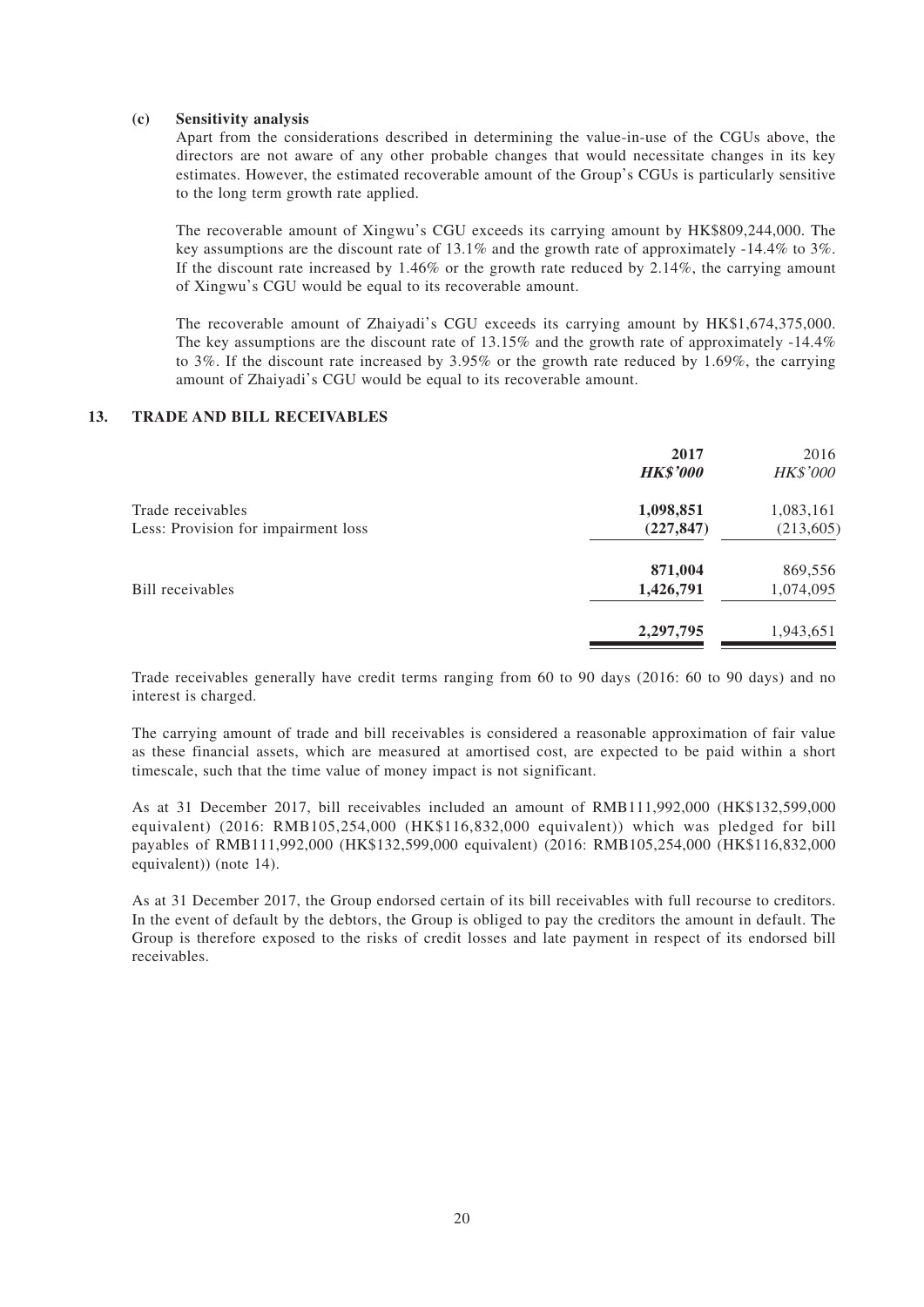**(c) Sensitivity analysis**

Apart from the considerations described in determining the value-in-use of the CGUs above, the directors are not aware of any other probable changes that would necessitate changes in its key estimates. However, the estimated recoverable amount of the Group's CGUs is particularly sensitive to the long term growth rate applied.

The recoverable amount of Xingwu's CGU exceeds its carrying amount by HK$809,244,000. The key assumptions are the discount rate of 13.1% and the growth rate of approximately -14.4% to 3%. If the discount rate increased by 1.46% or the growth rate reduced by 2.14%, the carrying amount of Xingwu's CGU would be equal to its recoverable amount.

The recoverable amount of Zhaiyadi's CGU exceeds its carrying amount by HK$1,674,375,000. The key assumptions are the discount rate of 13.15% and the growth rate of approximately -14.4% to 3%. If the discount rate increased by 3.95% or the growth rate reduced by 1.69%, the carrying amount of Zhaiyadi's CGU would be equal to its recoverable amount.

## 13. TRADE AND BILL RECEIVABLES

| | **2017** | 2016 |
|---|---|---|
| | ***HK$'000*** | *HK$'000* |
| Trade receivables | **1,098,851** | 1,083,161 |
| Less: Provision for impairment loss | **(227,847)** | (213,605) |
| | **871,004** | 869,556 |
| Bill receivables | **1,426,791** | 1,074,095 |
| | **2,297,795** | 1,943,651 |

Trade receivables generally have credit terms ranging from 60 to 90 days (2016: 60 to 90 days) and no interest is charged.

The carrying amount of trade and bill receivables is considered a reasonable approximation of fair value as these financial assets, which are measured at amortised cost, are expected to be paid within a short timescale, such that the time value of money impact is not significant.

As at 31 December 2017, bill receivables included an amount of RMB111,992,000 (HK$132,599,000 equivalent) (2016: RMB105,254,000 (HK$116,832,000 equivalent)) which was pledged for bill payables of RMB111,992,000 (HK$132,599,000 equivalent) (2016: RMB105,254,000 (HK$116,832,000 equivalent)) (note 14).

As at 31 December 2017, the Group endorsed certain of its bill receivables with full recourse to creditors. In the event of default by the debtors, the Group is obliged to pay the creditors the amount in default. The Group is therefore exposed to the risks of credit losses and late payment in respect of its endorsed bill receivables.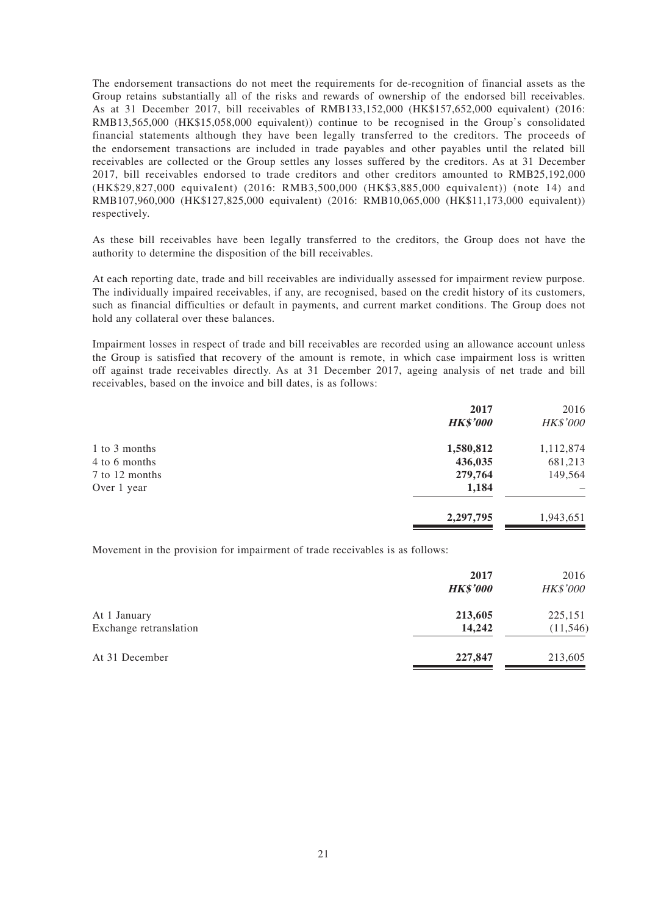The endorsement transactions do not meet the requirements for de-recognition of financial assets as the Group retains substantially all of the risks and rewards of ownership of the endorsed bill receivables. As at 31 December 2017, bill receivables of RMB133,152,000 (HK$157,652,000 equivalent) (2016: RMB13,565,000 (HK$15,058,000 equivalent)) continue to be recognised in the Group's consolidated financial statements although they have been legally transferred to the creditors. The proceeds of the endorsement transactions are included in trade payables and other payables until the related bill receivables are collected or the Group settles any losses suffered by the creditors. As at 31 December 2017, bill receivables endorsed to trade creditors and other creditors amounted to RMB25,192,000 (HK$29,827,000 equivalent) (2016: RMB3,500,000 (HK$3,885,000 equivalent)) (note 14) and RMB107,960,000 (HK$127,825,000 equivalent) (2016: RMB10,065,000 (HK$11,173,000 equivalent)) respectively.

As these bill receivables have been legally transferred to the creditors, the Group does not have the authority to determine the disposition of the bill receivables.

At each reporting date, trade and bill receivables are individually assessed for impairment review purpose. The individually impaired receivables, if any, are recognised, based on the credit history of its customers, such as financial difficulties or default in payments, and current market conditions. The Group does not hold any collateral over these balances.

Impairment losses in respect of trade and bill receivables are recorded using an allowance account unless the Group is satisfied that recovery of the amount is remote, in which case impairment loss is written off against trade receivables directly. As at 31 December 2017, ageing analysis of net trade and bill receivables, based on the invoice and bill dates, is as follows:

| | **2017** | 2016 |
|---|---|---|
| | ***HK$'000*** | *HK$'000* |
| 1 to 3 months | **1,580,812** | 1,112,874 |
| 4 to 6 months | **436,035** | 681,213 |
| 7 to 12 months | **279,764** | 149,564 |
| Over 1 year | **1,184** | – |
| | **2,297,795** | 1,943,651 |

Movement in the provision for impairment of trade receivables is as follows:

| | **2017** | 2016 |
|---|---|---|
| | ***HK$'000*** | *HK$'000* |
| At 1 January | **213,605** | 225,151 |
| Exchange retranslation | **14,242** | (11,546) |
| At 31 December | **227,847** | 213,605 |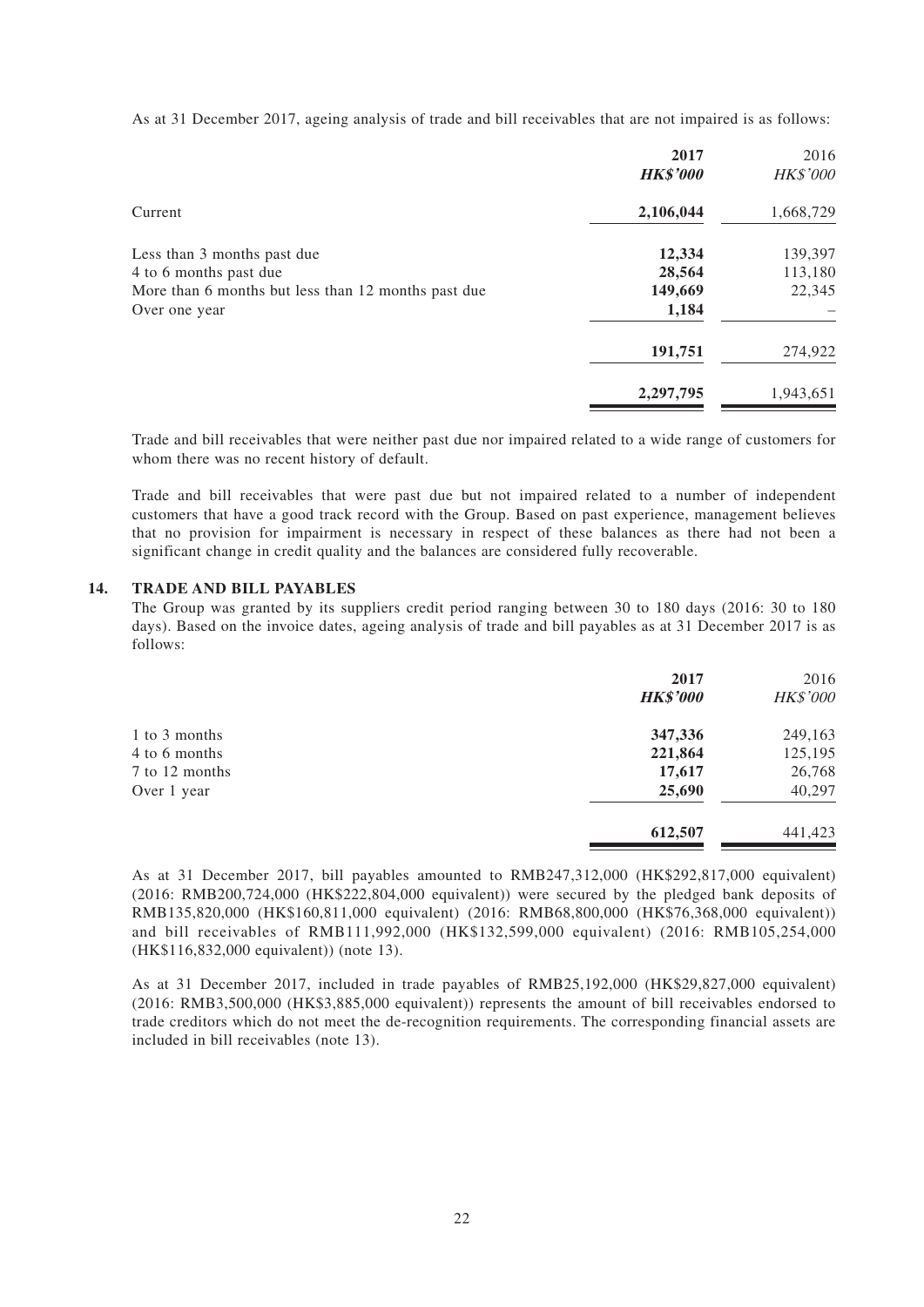As at 31 December 2017, ageing analysis of trade and bill receivables that are not impaired is as follows:

| | 2017<br>HK$'000 | 2016<br>HK$'000 |
|---|---|---|
| Current | **2,106,044** | 1,668,729 |
| Less than 3 months past due | **12,334** | 139,397 |
| 4 to 6 months past due | **28,564** | 113,180 |
| More than 6 months but less than 12 months past due | **149,669** | 22,345 |
| Over one year | **1,184** | – |
| | **191,751** | 274,922 |
| | **2,297,795** | 1,943,651 |

Trade and bill receivables that were neither past due nor impaired related to a wide range of customers for whom there was no recent history of default.

Trade and bill receivables that were past due but not impaired related to a number of independent customers that have a good track record with the Group. Based on past experience, management believes that no provision for impairment is necessary in respect of these balances as there had not been a significant change in credit quality and the balances are considered fully recoverable.

## 14. TRADE AND BILL PAYABLES

The Group was granted by its suppliers credit period ranging between 30 to 180 days (2016: 30 to 180 days). Based on the invoice dates, ageing analysis of trade and bill payables as at 31 December 2017 is as follows:

| | 2017<br>HK$'000 | 2016<br>HK$'000 |
|---|---|---|
| 1 to 3 months | **347,336** | 249,163 |
| 4 to 6 months | **221,864** | 125,195 |
| 7 to 12 months | **17,617** | 26,768 |
| Over 1 year | **25,690** | 40,297 |
| | **612,507** | 441,423 |

As at 31 December 2017, bill payables amounted to RMB247,312,000 (HK$292,817,000 equivalent) (2016: RMB200,724,000 (HK$222,804,000 equivalent)) were secured by the pledged bank deposits of RMB135,820,000 (HK$160,811,000 equivalent) (2016: RMB68,800,000 (HK$76,368,000 equivalent)) and bill receivables of RMB111,992,000 (HK$132,599,000 equivalent) (2016: RMB105,254,000 (HK$116,832,000 equivalent)) (note 13).

As at 31 December 2017, included in trade payables of RMB25,192,000 (HK$29,827,000 equivalent) (2016: RMB3,500,000 (HK$3,885,000 equivalent)) represents the amount of bill receivables endorsed to trade creditors which do not meet the de-recognition requirements. The corresponding financial assets are included in bill receivables (note 13).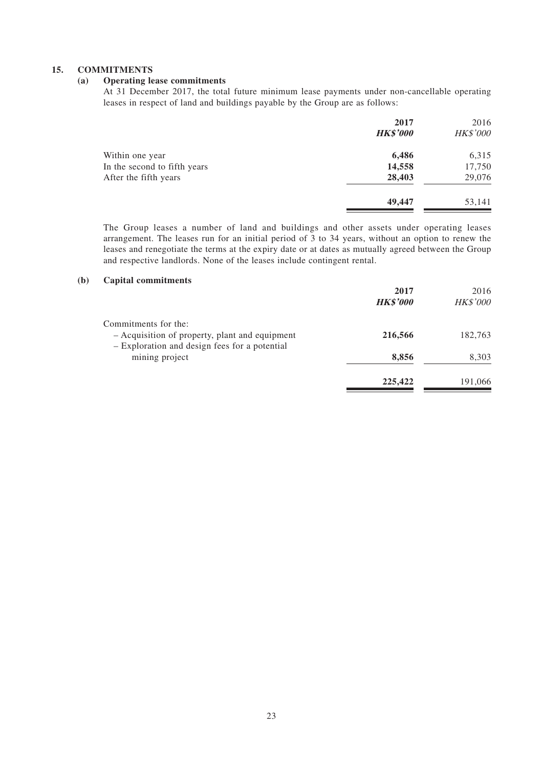## 15. COMMITMENTS

### (a) Operating lease commitments

At 31 December 2017, the total future minimum lease payments under non-cancellable operating leases in respect of land and buildings payable by the Group are as follows:

| | 2017 | 2016 |
|---|---|---|
| | ***HK$'000*** | *HK$'000* |
| Within one year | **6,486** | 6,315 |
| In the second to fifth years | **14,558** | 17,750 |
| After the fifth years | **28,403** | 29,076 |
| | **49,447** | 53,141 |

The Group leases a number of land and buildings and other assets under operating leases arrangement. The leases run for an initial period of 3 to 34 years, without an option to renew the leases and renegotiate the terms at the expiry date or at dates as mutually agreed between the Group and respective landlords. None of the leases include contingent rental.

### (b) Capital commitments

| | 2017 | 2016 |
|---|---|---|
| | ***HK$'000*** | *HK$'000* |
| Commitments for the: | | |
| – Acquisition of property, plant and equipment | **216,566** | 182,763 |
| – Exploration and design fees for a potential mining project | **8,856** | 8,303 |
| | **225,422** | 191,066 |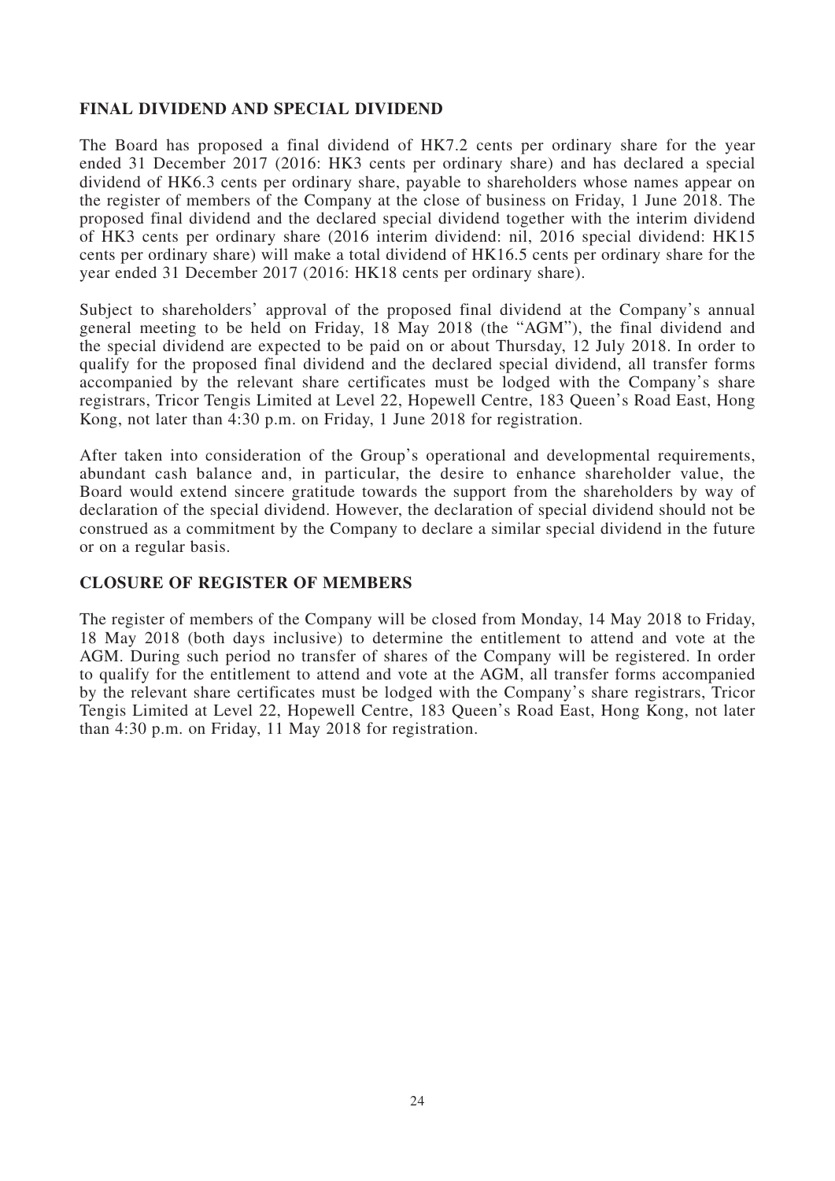## FINAL DIVIDEND AND SPECIAL DIVIDEND

The Board has proposed a final dividend of HK7.2 cents per ordinary share for the year ended 31 December 2017 (2016: HK3 cents per ordinary share) and has declared a special dividend of HK6.3 cents per ordinary share, payable to shareholders whose names appear on the register of members of the Company at the close of business on Friday, 1 June 2018. The proposed final dividend and the declared special dividend together with the interim dividend of HK3 cents per ordinary share (2016 interim dividend: nil, 2016 special dividend: HK15 cents per ordinary share) will make a total dividend of HK16.5 cents per ordinary share for the year ended 31 December 2017 (2016: HK18 cents per ordinary share).

Subject to shareholders' approval of the proposed final dividend at the Company's annual general meeting to be held on Friday, 18 May 2018 (the "AGM"), the final dividend and the special dividend are expected to be paid on or about Thursday, 12 July 2018. In order to qualify for the proposed final dividend and the declared special dividend, all transfer forms accompanied by the relevant share certificates must be lodged with the Company's share registrars, Tricor Tengis Limited at Level 22, Hopewell Centre, 183 Queen's Road East, Hong Kong, not later than 4:30 p.m. on Friday, 1 June 2018 for registration.

After taken into consideration of the Group's operational and developmental requirements, abundant cash balance and, in particular, the desire to enhance shareholder value, the Board would extend sincere gratitude towards the support from the shareholders by way of declaration of the special dividend. However, the declaration of special dividend should not be construed as a commitment by the Company to declare a similar special dividend in the future or on a regular basis.

## CLOSURE OF REGISTER OF MEMBERS

The register of members of the Company will be closed from Monday, 14 May 2018 to Friday, 18 May 2018 (both days inclusive) to determine the entitlement to attend and vote at the AGM. During such period no transfer of shares of the Company will be registered. In order to qualify for the entitlement to attend and vote at the AGM, all transfer forms accompanied by the relevant share certificates must be lodged with the Company's share registrars, Tricor Tengis Limited at Level 22, Hopewell Centre, 183 Queen's Road East, Hong Kong, not later than 4:30 p.m. on Friday, 11 May 2018 for registration.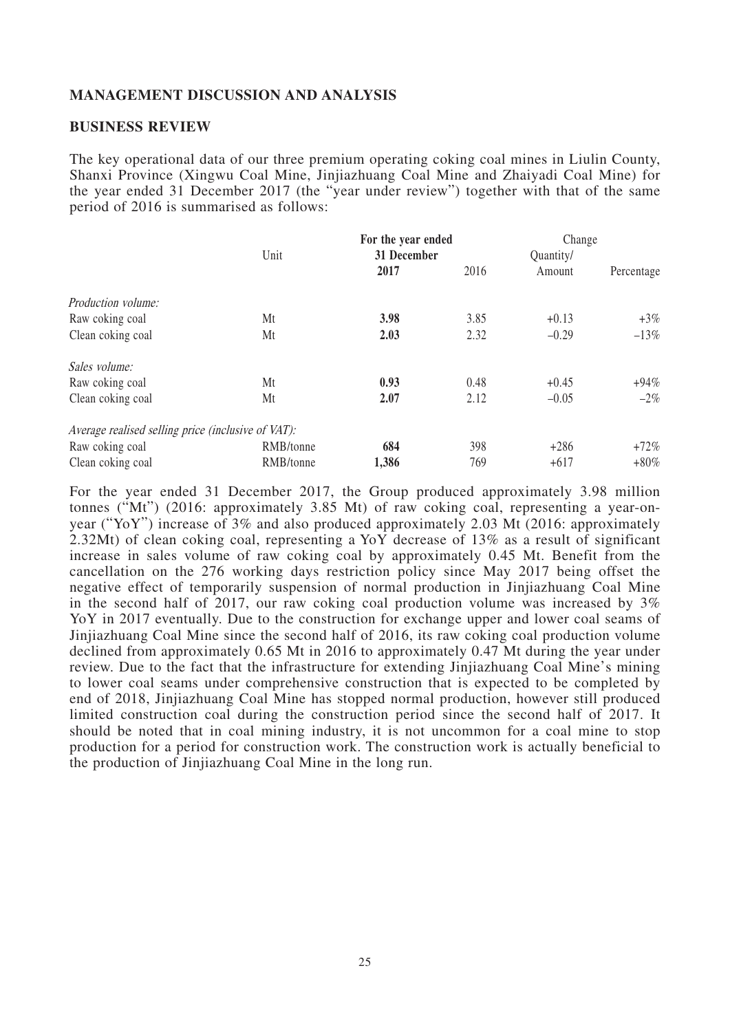## MANAGEMENT DISCUSSION AND ANALYSIS

### BUSINESS REVIEW

The key operational data of our three premium operating coking coal mines in Liulin County, Shanxi Province (Xingwu Coal Mine, Jinjiazhuang Coal Mine and Zhaiyadi Coal Mine) for the year ended 31 December 2017 (the "year under review") together with that of the same period of 2016 is summarised as follows:

| | Unit | For the year ended 31 December | | Change | |
|---|---|---|---|---|---|
| | | **2017** | 2016 | Quantity/ Amount | Percentage |
| *Production volume:* | | | | | |
| Raw coking coal | Mt | **3.98** | 3.85 | +0.13 | +3% |
| Clean coking coal | Mt | **2.03** | 2.32 | −0.29 | −13% |
| *Sales volume:* | | | | | |
| Raw coking coal | Mt | **0.93** | 0.48 | +0.45 | +94% |
| Clean coking coal | Mt | **2.07** | 2.12 | −0.05 | −2% |
| *Average realised selling price (inclusive of VAT):* | | | | | |
| Raw coking coal | RMB/tonne | **684** | 398 | +286 | +72% |
| Clean coking coal | RMB/tonne | **1,386** | 769 | +617 | +80% |

For the year ended 31 December 2017, the Group produced approximately 3.98 million tonnes ("Mt") (2016: approximately 3.85 Mt) of raw coking coal, representing a year-on-year ("YoY") increase of 3% and also produced approximately 2.03 Mt (2016: approximately 2.32Mt) of clean coking coal, representing a YoY decrease of 13% as a result of significant increase in sales volume of raw coking coal by approximately 0.45 Mt. Benefit from the cancellation on the 276 working days restriction policy since May 2017 being offset the negative effect of temporarily suspension of normal production in Jinjiazhuang Coal Mine in the second half of 2017, our raw coking coal production volume was increased by 3% YoY in 2017 eventually. Due to the construction for exchange upper and lower coal seams of Jinjiazhuang Coal Mine since the second half of 2016, its raw coking coal production volume declined from approximately 0.65 Mt in 2016 to approximately 0.47 Mt during the year under review. Due to the fact that the infrastructure for extending Jinjiazhuang Coal Mine's mining to lower coal seams under comprehensive construction that is expected to be completed by end of 2018, Jinjiazhuang Coal Mine has stopped normal production, however still produced limited construction coal during the construction period since the second half of 2017. It should be noted that in coal mining industry, it is not uncommon for a coal mine to stop production for a period for construction work. The construction work is actually beneficial to the production of Jinjiazhuang Coal Mine in the long run.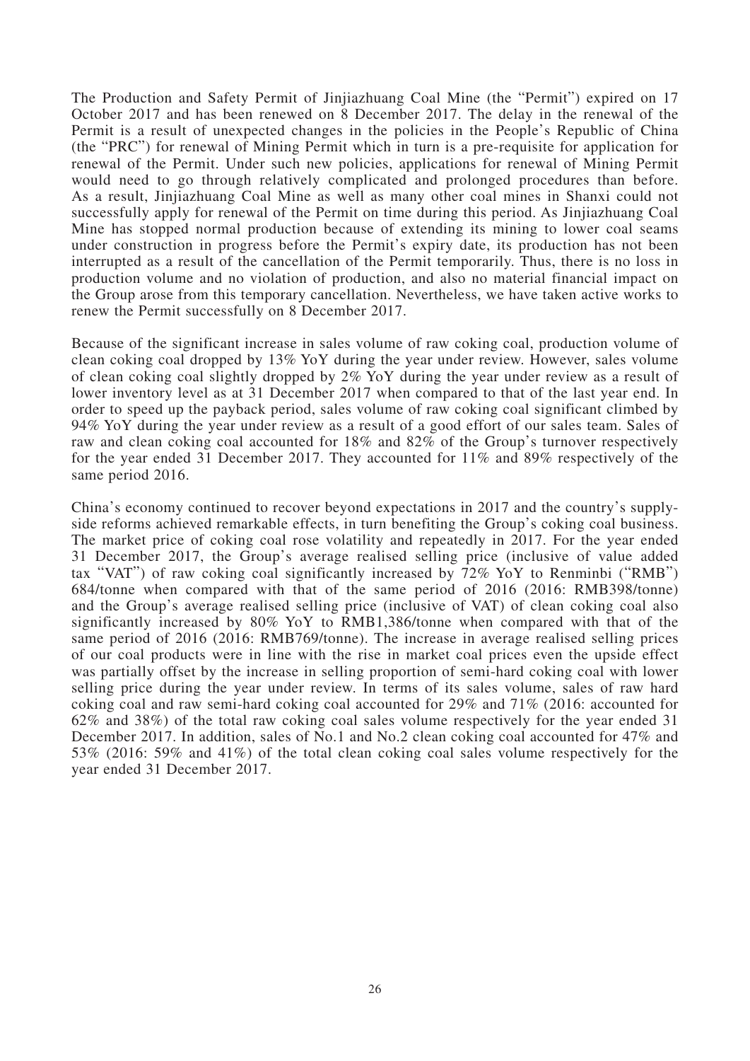The Production and Safety Permit of Jinjiazhuang Coal Mine (the "Permit") expired on 17 October 2017 and has been renewed on 8 December 2017. The delay in the renewal of the Permit is a result of unexpected changes in the policies in the People's Republic of China (the "PRC") for renewal of Mining Permit which in turn is a pre-requisite for application for renewal of the Permit. Under such new policies, applications for renewal of Mining Permit would need to go through relatively complicated and prolonged procedures than before. As a result, Jinjiazhuang Coal Mine as well as many other coal mines in Shanxi could not successfully apply for renewal of the Permit on time during this period. As Jinjiazhuang Coal Mine has stopped normal production because of extending its mining to lower coal seams under construction in progress before the Permit's expiry date, its production has not been interrupted as a result of the cancellation of the Permit temporarily. Thus, there is no loss in production volume and no violation of production, and also no material financial impact on the Group arose from this temporary cancellation. Nevertheless, we have taken active works to renew the Permit successfully on 8 December 2017.

Because of the significant increase in sales volume of raw coking coal, production volume of clean coking coal dropped by 13% YoY during the year under review. However, sales volume of clean coking coal slightly dropped by 2% YoY during the year under review as a result of lower inventory level as at 31 December 2017 when compared to that of the last year end. In order to speed up the payback period, sales volume of raw coking coal significant climbed by 94% YoY during the year under review as a result of a good effort of our sales team. Sales of raw and clean coking coal accounted for 18% and 82% of the Group's turnover respectively for the year ended 31 December 2017. They accounted for 11% and 89% respectively of the same period 2016.

China's economy continued to recover beyond expectations in 2017 and the country's supply-side reforms achieved remarkable effects, in turn benefiting the Group's coking coal business. The market price of coking coal rose volatility and repeatedly in 2017. For the year ended 31 December 2017, the Group's average realised selling price (inclusive of value added tax "VAT") of raw coking coal significantly increased by 72% YoY to Renminbi ("RMB") 684/tonne when compared with that of the same period of 2016 (2016: RMB398/tonne) and the Group's average realised selling price (inclusive of VAT) of clean coking coal also significantly increased by 80% YoY to RMB1,386/tonne when compared with that of the same period of 2016 (2016: RMB769/tonne). The increase in average realised selling prices of our coal products were in line with the rise in market coal prices even the upside effect was partially offset by the increase in selling proportion of semi-hard coking coal with lower selling price during the year under review. In terms of its sales volume, sales of raw hard coking coal and raw semi-hard coking coal accounted for 29% and 71% (2016: accounted for 62% and 38%) of the total raw coking coal sales volume respectively for the year ended 31 December 2017. In addition, sales of No.1 and No.2 clean coking coal accounted for 47% and 53% (2016: 59% and 41%) of the total clean coking coal sales volume respectively for the year ended 31 December 2017.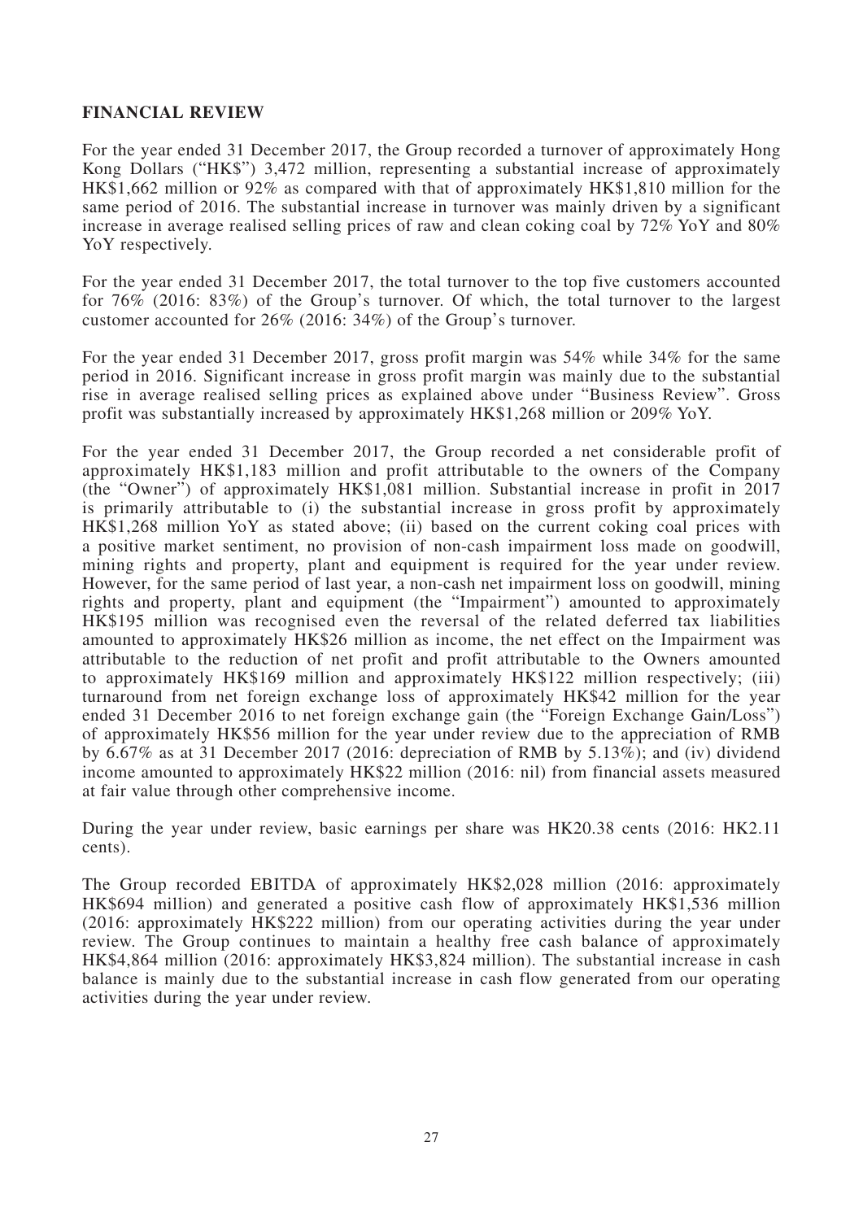## FINANCIAL REVIEW

For the year ended 31 December 2017, the Group recorded a turnover of approximately Hong Kong Dollars ("HK$") 3,472 million, representing a substantial increase of approximately HK$1,662 million or 92% as compared with that of approximately HK$1,810 million for the same period of 2016. The substantial increase in turnover was mainly driven by a significant increase in average realised selling prices of raw and clean coking coal by 72% YoY and 80% YoY respectively.

For the year ended 31 December 2017, the total turnover to the top five customers accounted for 76% (2016: 83%) of the Group's turnover. Of which, the total turnover to the largest customer accounted for 26% (2016: 34%) of the Group's turnover.

For the year ended 31 December 2017, gross profit margin was 54% while 34% for the same period in 2016. Significant increase in gross profit margin was mainly due to the substantial rise in average realised selling prices as explained above under "Business Review". Gross profit was substantially increased by approximately HK$1,268 million or 209% YoY.

For the year ended 31 December 2017, the Group recorded a net considerable profit of approximately HK$1,183 million and profit attributable to the owners of the Company (the "Owner") of approximately HK$1,081 million. Substantial increase in profit in 2017 is primarily attributable to (i) the substantial increase in gross profit by approximately HK$1,268 million YoY as stated above; (ii) based on the current coking coal prices with a positive market sentiment, no provision of non-cash impairment loss made on goodwill, mining rights and property, plant and equipment is required for the year under review. However, for the same period of last year, a non-cash net impairment loss on goodwill, mining rights and property, plant and equipment (the "Impairment") amounted to approximately HK$195 million was recognised even the reversal of the related deferred tax liabilities amounted to approximately HK$26 million as income, the net effect on the Impairment was attributable to the reduction of net profit and profit attributable to the Owners amounted to approximately HK$169 million and approximately HK$122 million respectively; (iii) turnaround from net foreign exchange loss of approximately HK$42 million for the year ended 31 December 2016 to net foreign exchange gain (the "Foreign Exchange Gain/Loss") of approximately HK$56 million for the year under review due to the appreciation of RMB by 6.67% as at 31 December 2017 (2016: depreciation of RMB by 5.13%); and (iv) dividend income amounted to approximately HK$22 million (2016: nil) from financial assets measured at fair value through other comprehensive income.

During the year under review, basic earnings per share was HK20.38 cents (2016: HK2.11 cents).

The Group recorded EBITDA of approximately HK$2,028 million (2016: approximately HK$694 million) and generated a positive cash flow of approximately HK$1,536 million (2016: approximately HK$222 million) from our operating activities during the year under review. The Group continues to maintain a healthy free cash balance of approximately HK$4,864 million (2016: approximately HK$3,824 million). The substantial increase in cash balance is mainly due to the substantial increase in cash flow generated from our operating activities during the year under review.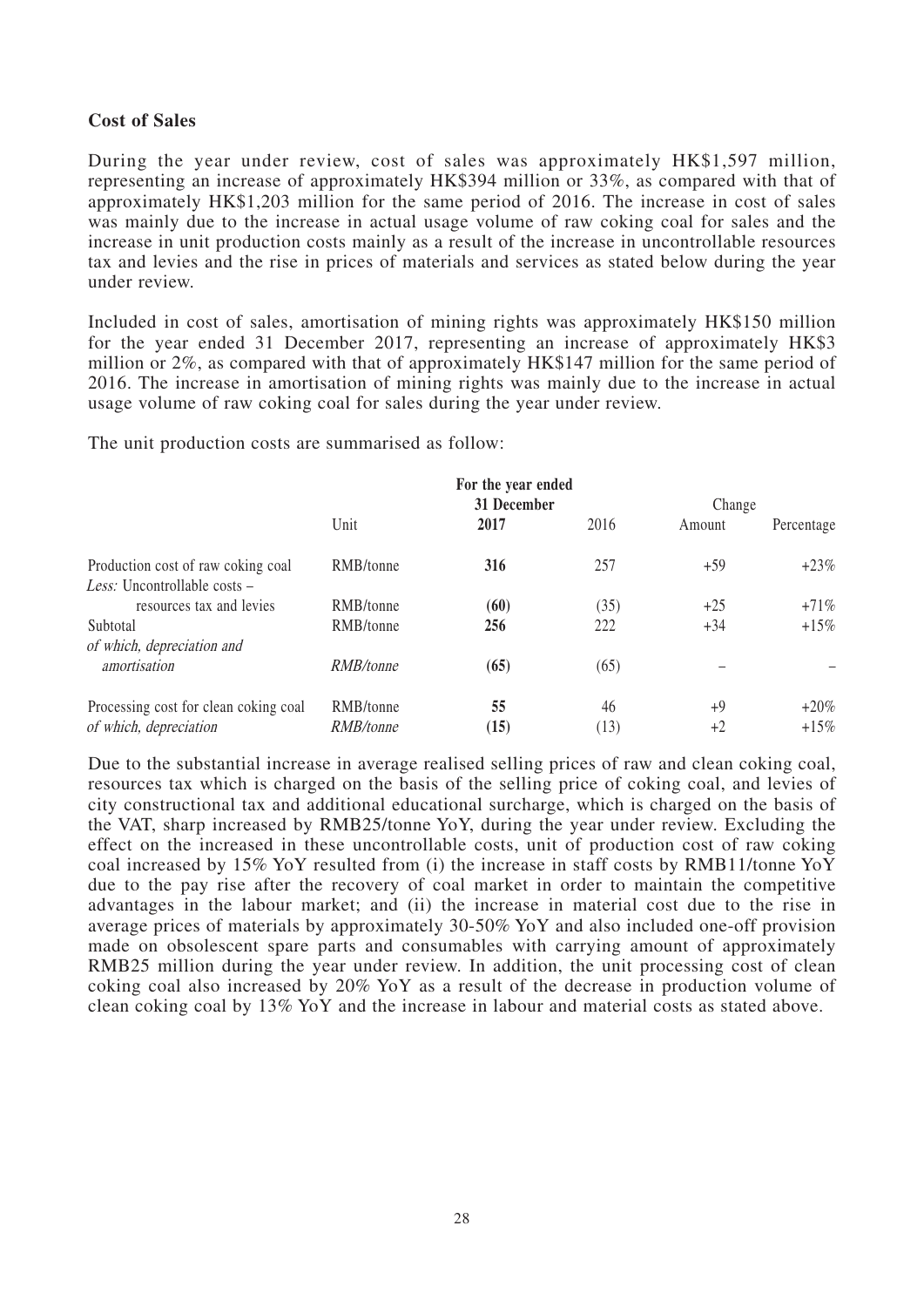**Cost of Sales**

During the year under review, cost of sales was approximately HK$1,597 million, representing an increase of approximately HK$394 million or 33%, as compared with that of approximately HK$1,203 million for the same period of 2016. The increase in cost of sales was mainly due to the increase in actual usage volume of raw coking coal for sales and the increase in unit production costs mainly as a result of the increase in uncontrollable resources tax and levies and the rise in prices of materials and services as stated below during the year under review.

Included in cost of sales, amortisation of mining rights was approximately HK$150 million for the year ended 31 December 2017, representing an increase of approximately HK$3 million or 2%, as compared with that of approximately HK$147 million for the same period of 2016. The increase in amortisation of mining rights was mainly due to the increase in actual usage volume of raw coking coal for sales during the year under review.

The unit production costs are summarised as follow:

| | Unit | For the year ended 31 December **2017** | 2016 | Change Amount | Change Percentage |
|---|---|---|---|---|---|
| Production cost of raw coking coal | RMB/tonne | **316** | 257 | +59 | +23% |
| *Less:* Uncontrollable costs – resources tax and levies | RMB/tonne | **(60)** | (35) | +25 | +71% |
| Subtotal | RMB/tonne | **256** | 222 | +34 | +15% |
| *of which, depreciation and amortisation* | *RMB/tonne* | **(65)** | (65) | – | – |
| Processing cost for clean coking coal | RMB/tonne | **55** | 46 | +9 | +20% |
| *of which, depreciation* | *RMB/tonne* | **(15)** | (13) | +2 | +15% |

Due to the substantial increase in average realised selling prices of raw and clean coking coal, resources tax which is charged on the basis of the selling price of coking coal, and levies of city constructional tax and additional educational surcharge, which is charged on the basis of the VAT, sharp increased by RMB25/tonne YoY, during the year under review. Excluding the effect on the increased in these uncontrollable costs, unit of production cost of raw coking coal increased by 15% YoY resulted from (i) the increase in staff costs by RMB11/tonne YoY due to the pay rise after the recovery of coal market in order to maintain the competitive advantages in the labour market; and (ii) the increase in material cost due to the rise in average prices of materials by approximately 30-50% YoY and also included one-off provision made on obsolescent spare parts and consumables with carrying amount of approximately RMB25 million during the year under review. In addition, the unit processing cost of clean coking coal also increased by 20% YoY as a result of the decrease in production volume of clean coking coal by 13% YoY and the increase in labour and material costs as stated above.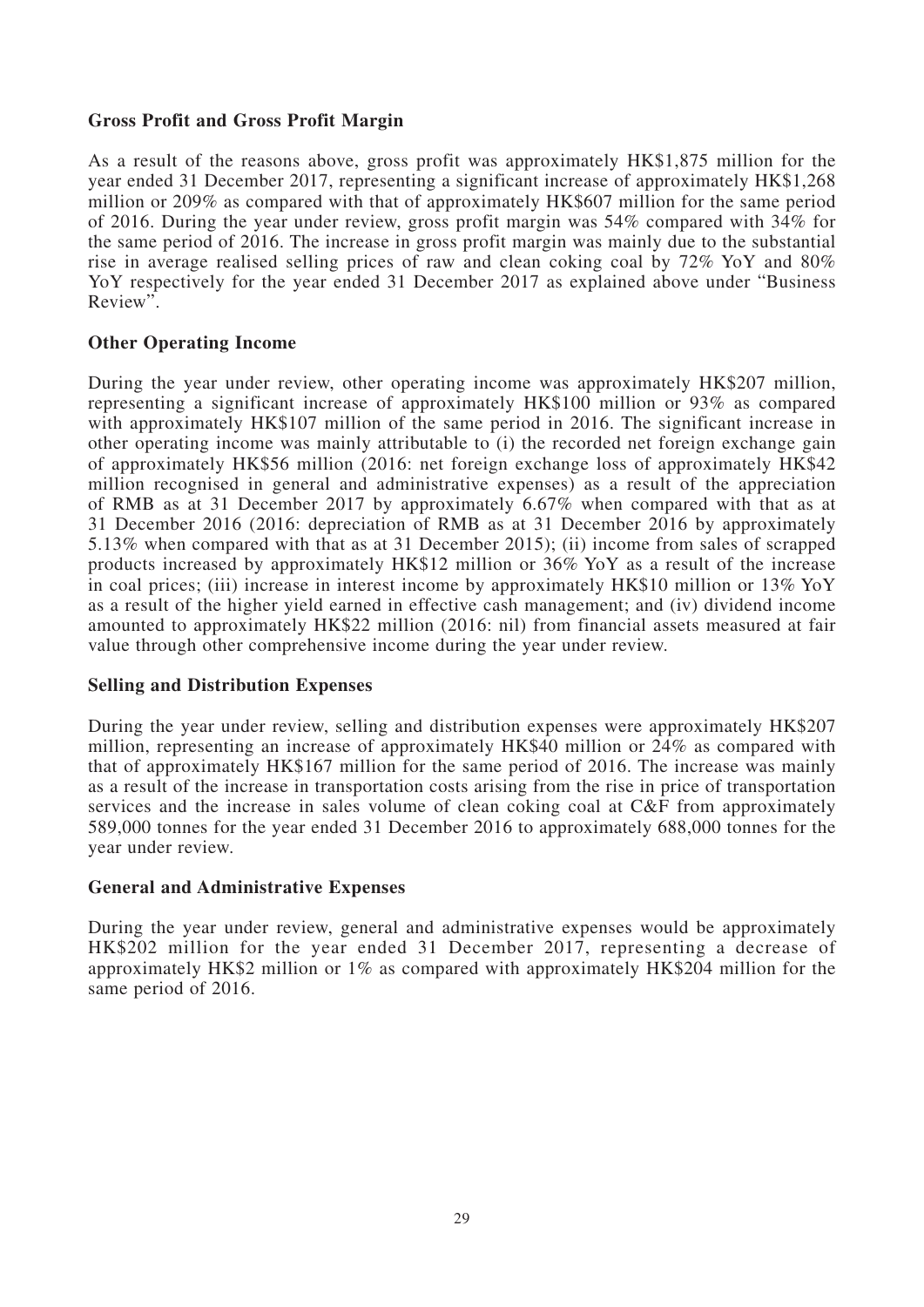**Gross Profit and Gross Profit Margin**

As a result of the reasons above, gross profit was approximately HK$1,875 million for the year ended 31 December 2017, representing a significant increase of approximately HK$1,268 million or 209% as compared with that of approximately HK$607 million for the same period of 2016. During the year under review, gross profit margin was 54% compared with 34% for the same period of 2016. The increase in gross profit margin was mainly due to the substantial rise in average realised selling prices of raw and clean coking coal by 72% YoY and 80% YoY respectively for the year ended 31 December 2017 as explained above under "Business Review".

**Other Operating Income**

During the year under review, other operating income was approximately HK$207 million, representing a significant increase of approximately HK$100 million or 93% as compared with approximately HK$107 million of the same period in 2016. The significant increase in other operating income was mainly attributable to (i) the recorded net foreign exchange gain of approximately HK$56 million (2016: net foreign exchange loss of approximately HK$42 million recognised in general and administrative expenses) as a result of the appreciation of RMB as at 31 December 2017 by approximately 6.67% when compared with that as at 31 December 2016 (2016: depreciation of RMB as at 31 December 2016 by approximately 5.13% when compared with that as at 31 December 2015); (ii) income from sales of scrapped products increased by approximately HK$12 million or 36% YoY as a result of the increase in coal prices; (iii) increase in interest income by approximately HK$10 million or 13% YoY as a result of the higher yield earned in effective cash management; and (iv) dividend income amounted to approximately HK$22 million (2016: nil) from financial assets measured at fair value through other comprehensive income during the year under review.

**Selling and Distribution Expenses**

During the year under review, selling and distribution expenses were approximately HK$207 million, representing an increase of approximately HK$40 million or 24% as compared with that of approximately HK$167 million for the same period of 2016. The increase was mainly as a result of the increase in transportation costs arising from the rise in price of transportation services and the increase in sales volume of clean coking coal at C&F from approximately 589,000 tonnes for the year ended 31 December 2016 to approximately 688,000 tonnes for the year under review.

**General and Administrative Expenses**

During the year under review, general and administrative expenses would be approximately HK$202 million for the year ended 31 December 2017, representing a decrease of approximately HK$2 million or 1% as compared with approximately HK$204 million for the same period of 2016.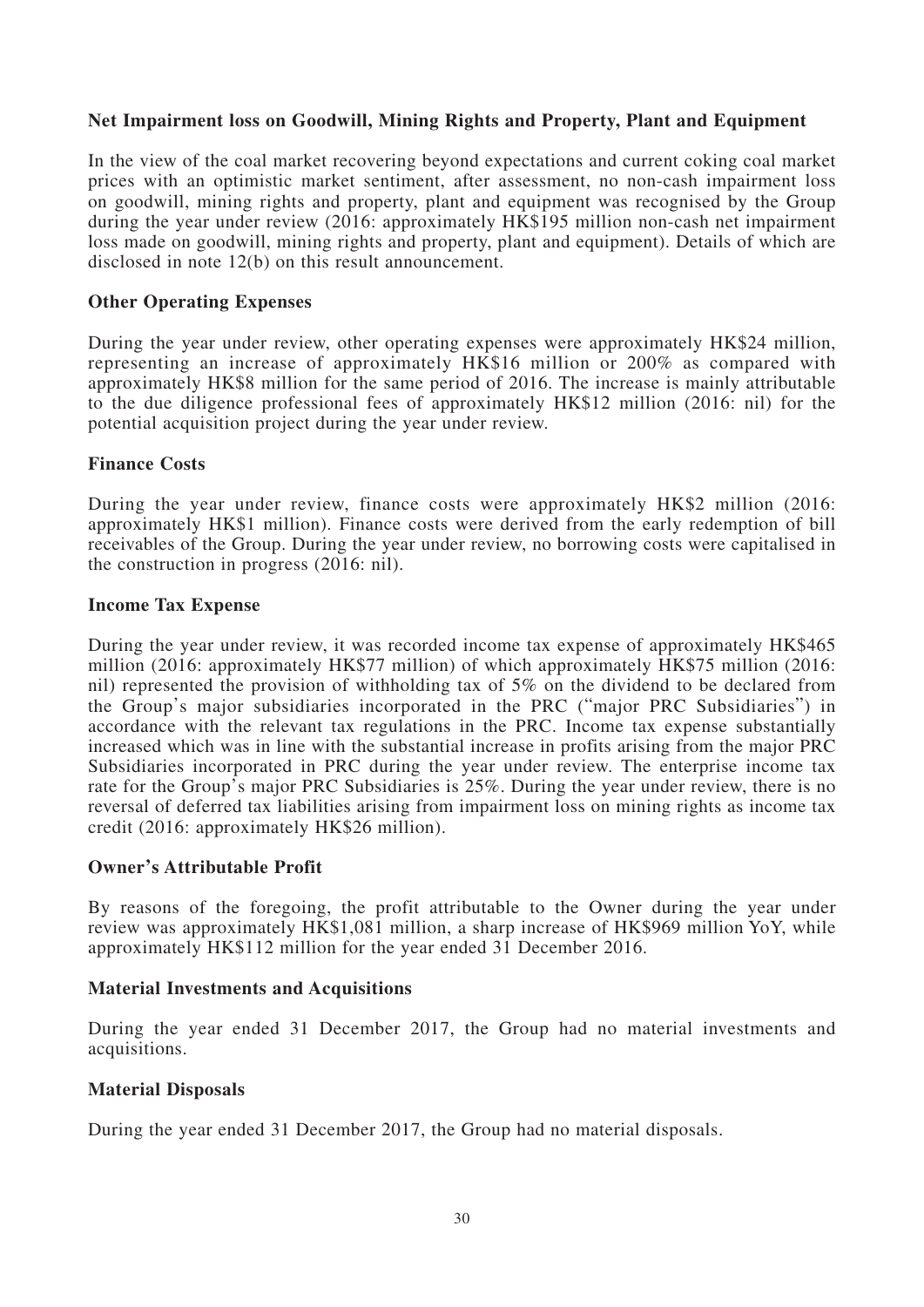### Net Impairment loss on Goodwill, Mining Rights and Property, Plant and Equipment

In the view of the coal market recovering beyond expectations and current coking coal market prices with an optimistic market sentiment, after assessment, no non-cash impairment loss on goodwill, mining rights and property, plant and equipment was recognised by the Group during the year under review (2016: approximately HK$195 million non-cash net impairment loss made on goodwill, mining rights and property, plant and equipment). Details of which are disclosed in note 12(b) on this result announcement.

### Other Operating Expenses

During the year under review, other operating expenses were approximately HK$24 million, representing an increase of approximately HK$16 million or 200% as compared with approximately HK$8 million for the same period of 2016. The increase is mainly attributable to the due diligence professional fees of approximately HK$12 million (2016: nil) for the potential acquisition project during the year under review.

### Finance Costs

During the year under review, finance costs were approximately HK$2 million (2016: approximately HK$1 million). Finance costs were derived from the early redemption of bill receivables of the Group. During the year under review, no borrowing costs were capitalised in the construction in progress (2016: nil).

### Income Tax Expense

During the year under review, it was recorded income tax expense of approximately HK$465 million (2016: approximately HK$77 million) of which approximately HK$75 million (2016: nil) represented the provision of withholding tax of 5% on the dividend to be declared from the Group's major subsidiaries incorporated in the PRC ("major PRC Subsidiaries") in accordance with the relevant tax regulations in the PRC. Income tax expense substantially increased which was in line with the substantial increase in profits arising from the major PRC Subsidiaries incorporated in PRC during the year under review. The enterprise income tax rate for the Group's major PRC Subsidiaries is 25%. During the year under review, there is no reversal of deferred tax liabilities arising from impairment loss on mining rights as income tax credit (2016: approximately HK$26 million).

### Owner's Attributable Profit

By reasons of the foregoing, the profit attributable to the Owner during the year under review was approximately HK$1,081 million, a sharp increase of HK$969 million YoY, while approximately HK$112 million for the year ended 31 December 2016.

### Material Investments and Acquisitions

During the year ended 31 December 2017, the Group had no material investments and acquisitions.

### Material Disposals

During the year ended 31 December 2017, the Group had no material disposals.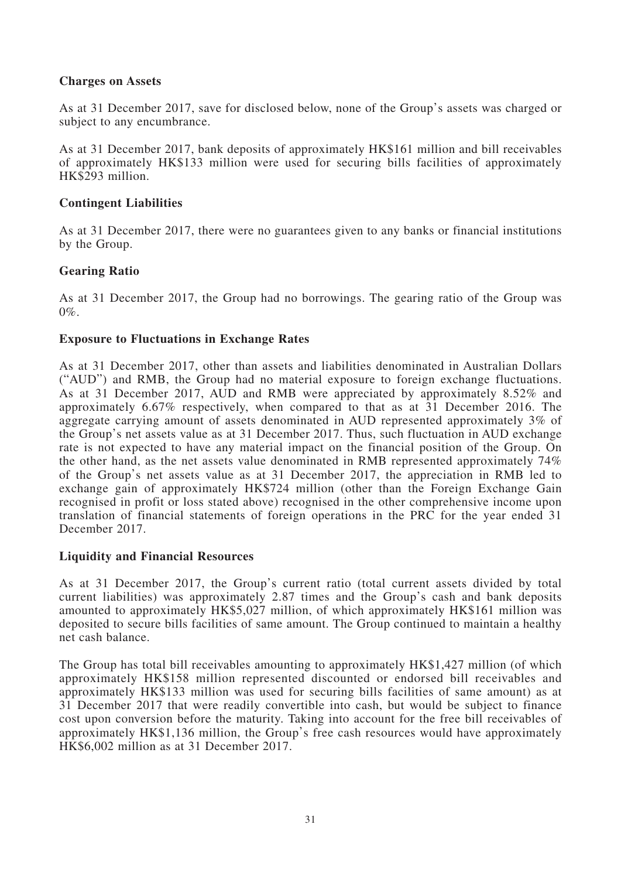## Charges on Assets

As at 31 December 2017, save for disclosed below, none of the Group's assets was charged or subject to any encumbrance.

As at 31 December 2017, bank deposits of approximately HK$161 million and bill receivables of approximately HK$133 million were used for securing bills facilities of approximately HK$293 million.

## Contingent Liabilities

As at 31 December 2017, there were no guarantees given to any banks or financial institutions by the Group.

## Gearing Ratio

As at 31 December 2017, the Group had no borrowings. The gearing ratio of the Group was 0%.

## Exposure to Fluctuations in Exchange Rates

As at 31 December 2017, other than assets and liabilities denominated in Australian Dollars ("AUD") and RMB, the Group had no material exposure to foreign exchange fluctuations. As at 31 December 2017, AUD and RMB were appreciated by approximately 8.52% and approximately 6.67% respectively, when compared to that as at 31 December 2016. The aggregate carrying amount of assets denominated in AUD represented approximately 3% of the Group's net assets value as at 31 December 2017. Thus, such fluctuation in AUD exchange rate is not expected to have any material impact on the financial position of the Group. On the other hand, as the net assets value denominated in RMB represented approximately 74% of the Group's net assets value as at 31 December 2017, the appreciation in RMB led to exchange gain of approximately HK$724 million (other than the Foreign Exchange Gain recognised in profit or loss stated above) recognised in the other comprehensive income upon translation of financial statements of foreign operations in the PRC for the year ended 31 December 2017.

## Liquidity and Financial Resources

As at 31 December 2017, the Group's current ratio (total current assets divided by total current liabilities) was approximately 2.87 times and the Group's cash and bank deposits amounted to approximately HK$5,027 million, of which approximately HK$161 million was deposited to secure bills facilities of same amount. The Group continued to maintain a healthy net cash balance.

The Group has total bill receivables amounting to approximately HK$1,427 million (of which approximately HK$158 million represented discounted or endorsed bill receivables and approximately HK$133 million was used for securing bills facilities of same amount) as at 31 December 2017 that were readily convertible into cash, but would be subject to finance cost upon conversion before the maturity. Taking into account for the free bill receivables of approximately HK$1,136 million, the Group's free cash resources would have approximately HK$6,002 million as at 31 December 2017.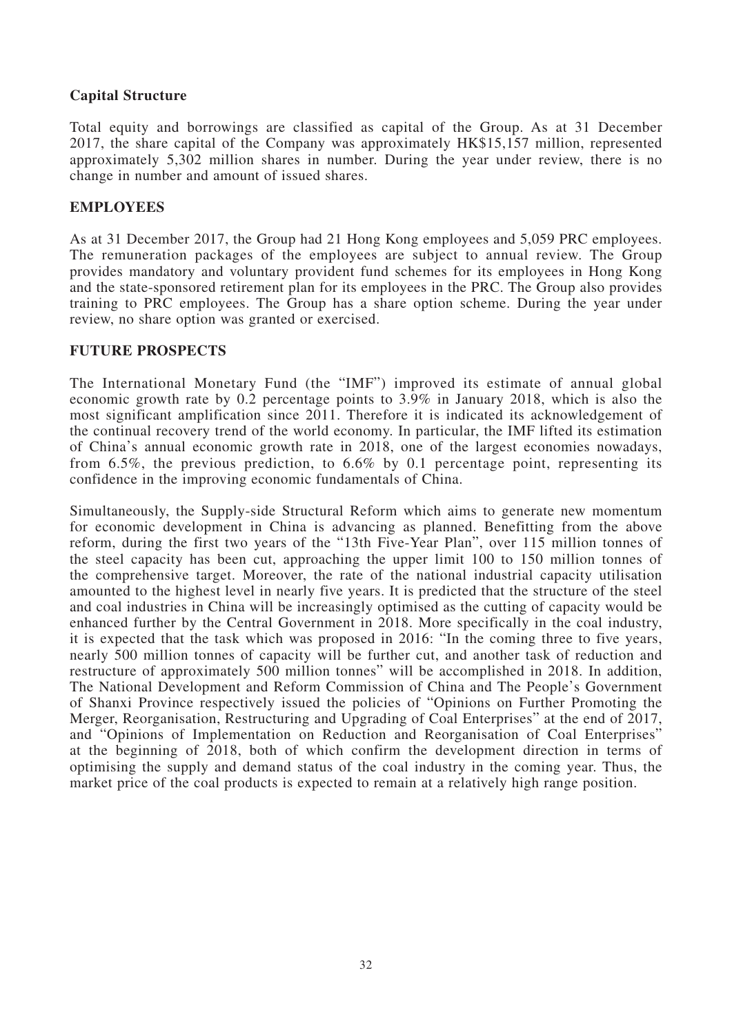### Capital Structure

Total equity and borrowings are classified as capital of the Group. As at 31 December 2017, the share capital of the Company was approximately HK$15,157 million, represented approximately 5,302 million shares in number. During the year under review, there is no change in number and amount of issued shares.

## EMPLOYEES

As at 31 December 2017, the Group had 21 Hong Kong employees and 5,059 PRC employees. The remuneration packages of the employees are subject to annual review. The Group provides mandatory and voluntary provident fund schemes for its employees in Hong Kong and the state-sponsored retirement plan for its employees in the PRC. The Group also provides training to PRC employees. The Group has a share option scheme. During the year under review, no share option was granted or exercised.

## FUTURE PROSPECTS

The International Monetary Fund (the "IMF") improved its estimate of annual global economic growth rate by 0.2 percentage points to 3.9% in January 2018, which is also the most significant amplification since 2011. Therefore it is indicated its acknowledgement of the continual recovery trend of the world economy. In particular, the IMF lifted its estimation of China's annual economic growth rate in 2018, one of the largest economies nowadays, from 6.5%, the previous prediction, to 6.6% by 0.1 percentage point, representing its confidence in the improving economic fundamentals of China.

Simultaneously, the Supply-side Structural Reform which aims to generate new momentum for economic development in China is advancing as planned. Benefitting from the above reform, during the first two years of the "13th Five-Year Plan", over 115 million tonnes of the steel capacity has been cut, approaching the upper limit 100 to 150 million tonnes of the comprehensive target. Moreover, the rate of the national industrial capacity utilisation amounted to the highest level in nearly five years. It is predicted that the structure of the steel and coal industries in China will be increasingly optimised as the cutting of capacity would be enhanced further by the Central Government in 2018. More specifically in the coal industry, it is expected that the task which was proposed in 2016: "In the coming three to five years, nearly 500 million tonnes of capacity will be further cut, and another task of reduction and restructure of approximately 500 million tonnes" will be accomplished in 2018. In addition, The National Development and Reform Commission of China and The People's Government of Shanxi Province respectively issued the policies of "Opinions on Further Promoting the Merger, Reorganisation, Restructuring and Upgrading of Coal Enterprises" at the end of 2017, and "Opinions of Implementation on Reduction and Reorganisation of Coal Enterprises" at the beginning of 2018, both of which confirm the development direction in terms of optimising the supply and demand status of the coal industry in the coming year. Thus, the market price of the coal products is expected to remain at a relatively high range position.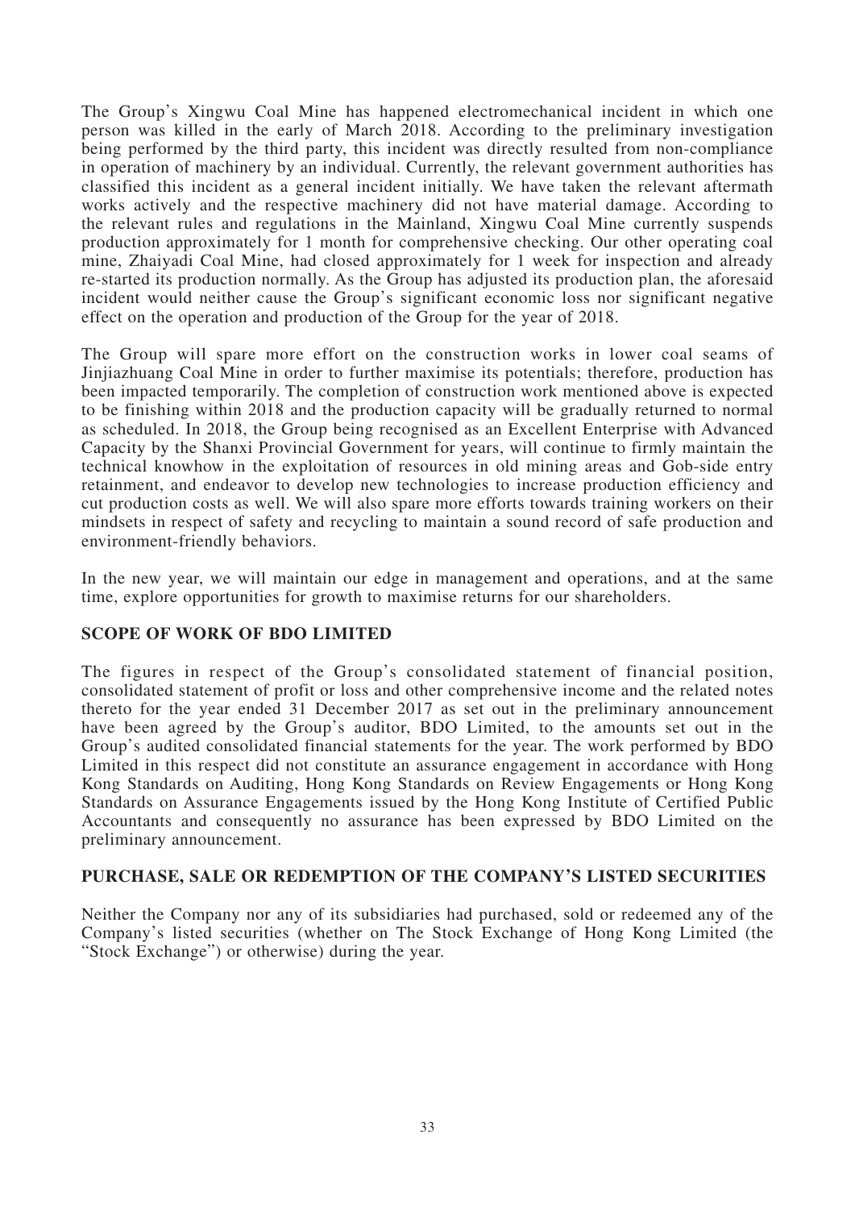The Group's Xingwu Coal Mine has happened electromechanical incident in which one person was killed in the early of March 2018. According to the preliminary investigation being performed by the third party, this incident was directly resulted from non-compliance in operation of machinery by an individual. Currently, the relevant government authorities has classified this incident as a general incident initially. We have taken the relevant aftermath works actively and the respective machinery did not have material damage. According to the relevant rules and regulations in the Mainland, Xingwu Coal Mine currently suspends production approximately for 1 month for comprehensive checking. Our other operating coal mine, Zhaiyadi Coal Mine, had closed approximately for 1 week for inspection and already re-started its production normally. As the Group has adjusted its production plan, the aforesaid incident would neither cause the Group's significant economic loss nor significant negative effect on the operation and production of the Group for the year of 2018.

The Group will spare more effort on the construction works in lower coal seams of Jinjiazhuang Coal Mine in order to further maximise its potentials; therefore, production has been impacted temporarily. The completion of construction work mentioned above is expected to be finishing within 2018 and the production capacity will be gradually returned to normal as scheduled. In 2018, the Group being recognised as an Excellent Enterprise with Advanced Capacity by the Shanxi Provincial Government for years, will continue to firmly maintain the technical knowhow in the exploitation of resources in old mining areas and Gob-side entry retainment, and endeavor to develop new technologies to increase production efficiency and cut production costs as well. We will also spare more efforts towards training workers on their mindsets in respect of safety and recycling to maintain a sound record of safe production and environment-friendly behaviors.

In the new year, we will maintain our edge in management and operations, and at the same time, explore opportunities for growth to maximise returns for our shareholders.

## SCOPE OF WORK OF BDO LIMITED

The figures in respect of the Group's consolidated statement of financial position, consolidated statement of profit or loss and other comprehensive income and the related notes thereto for the year ended 31 December 2017 as set out in the preliminary announcement have been agreed by the Group's auditor, BDO Limited, to the amounts set out in the Group's audited consolidated financial statements for the year. The work performed by BDO Limited in this respect did not constitute an assurance engagement in accordance with Hong Kong Standards on Auditing, Hong Kong Standards on Review Engagements or Hong Kong Standards on Assurance Engagements issued by the Hong Kong Institute of Certified Public Accountants and consequently no assurance has been expressed by BDO Limited on the preliminary announcement.

## PURCHASE, SALE OR REDEMPTION OF THE COMPANY'S LISTED SECURITIES

Neither the Company nor any of its subsidiaries had purchased, sold or redeemed any of the Company's listed securities (whether on The Stock Exchange of Hong Kong Limited (the "Stock Exchange") or otherwise) during the year.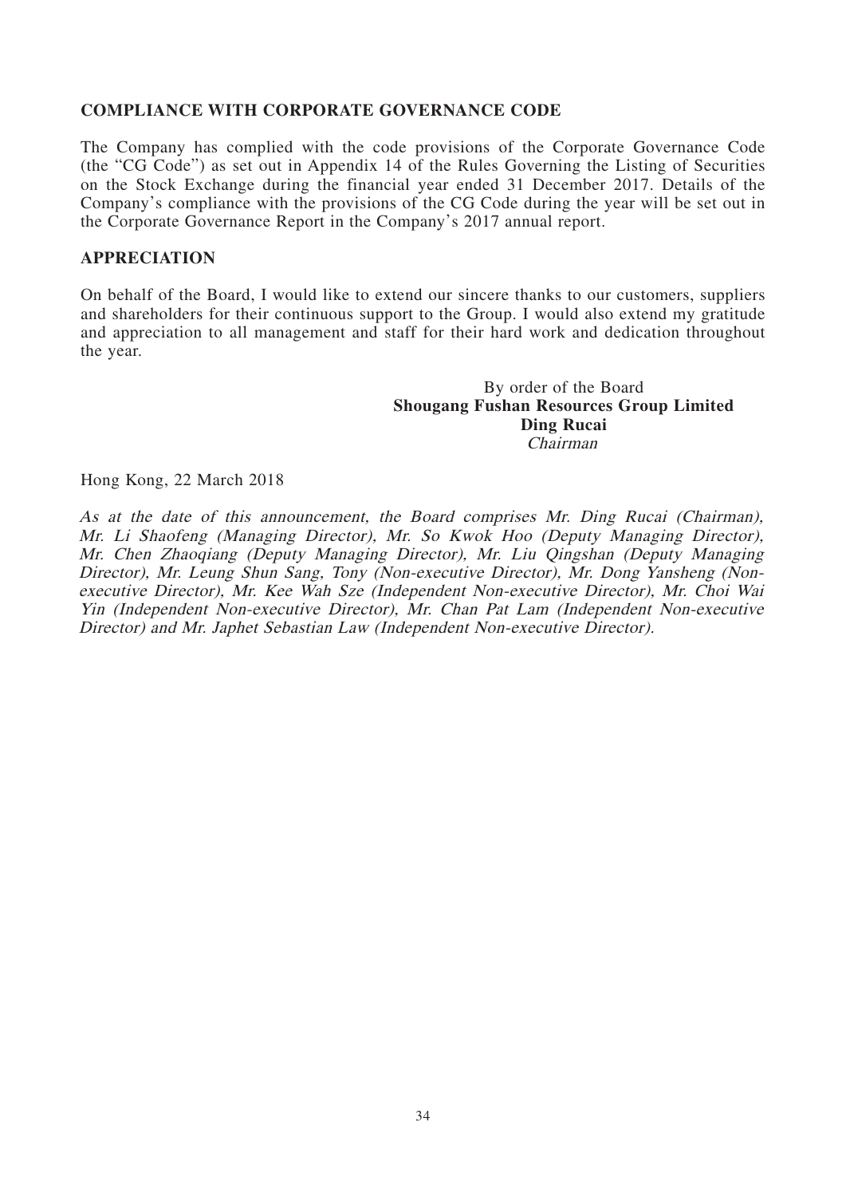## COMPLIANCE WITH CORPORATE GOVERNANCE CODE

The Company has complied with the code provisions of the Corporate Governance Code (the "CG Code") as set out in Appendix 14 of the Rules Governing the Listing of Securities on the Stock Exchange during the financial year ended 31 December 2017. Details of the Company's compliance with the provisions of the CG Code during the year will be set out in the Corporate Governance Report in the Company's 2017 annual report.

## APPRECIATION

On behalf of the Board, I would like to extend our sincere thanks to our customers, suppliers and shareholders for their continuous support to the Group. I would also extend my gratitude and appreciation to all management and staff for their hard work and dedication throughout the year.

By order of the Board
**Shougang Fushan Resources Group Limited**
**Ding Rucai**
*Chairman*

Hong Kong, 22 March 2018

*As at the date of this announcement, the Board comprises Mr. Ding Rucai (Chairman), Mr. Li Shaofeng (Managing Director), Mr. So Kwok Hoo (Deputy Managing Director), Mr. Chen Zhaoqiang (Deputy Managing Director), Mr. Liu Qingshan (Deputy Managing Director), Mr. Leung Shun Sang, Tony (Non-executive Director), Mr. Dong Yansheng (Non-executive Director), Mr. Kee Wah Sze (Independent Non-executive Director), Mr. Choi Wai Yin (Independent Non-executive Director), Mr. Chan Pat Lam (Independent Non-executive Director) and Mr. Japhet Sebastian Law (Independent Non-executive Director).*